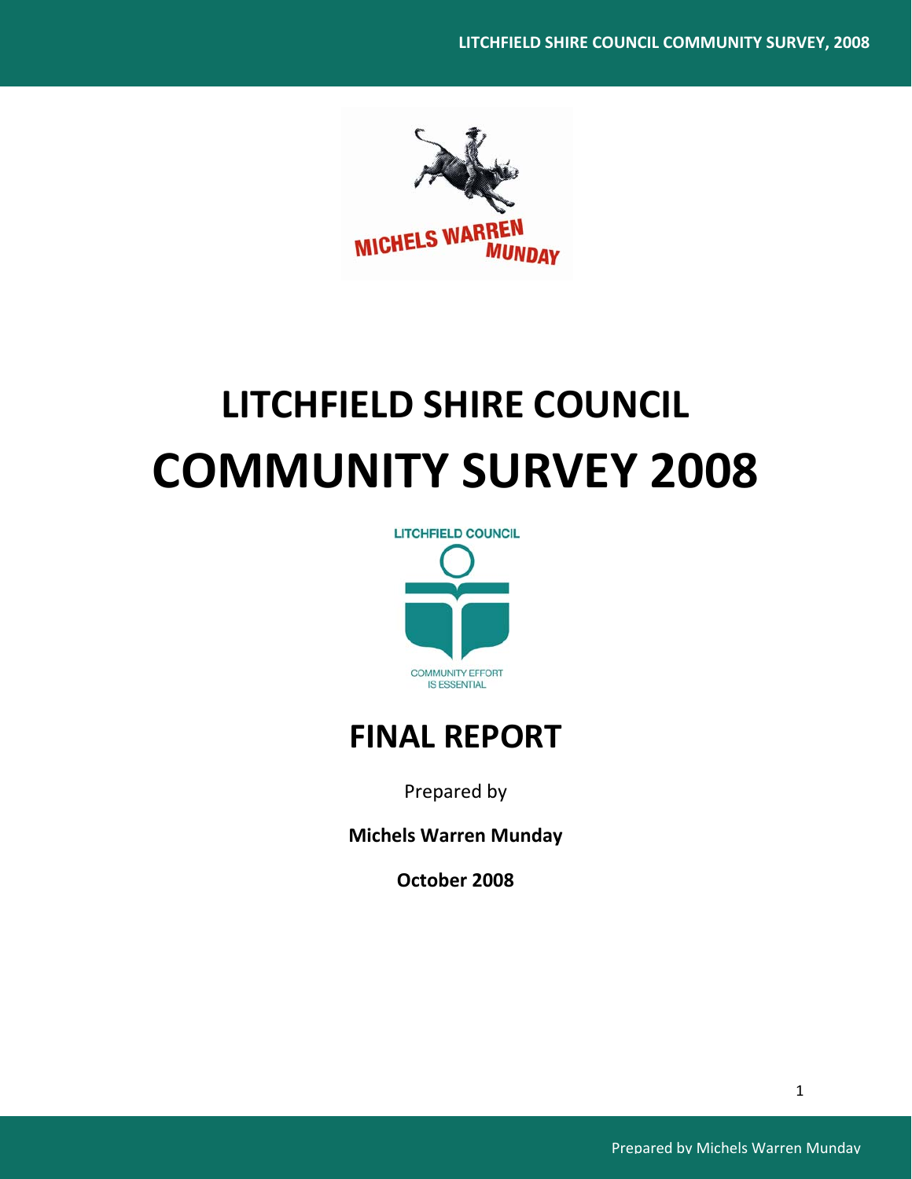# LITCHFIELD SHIRE COUNCIL

# COMMUNITY SURVEY 2008

LITCHFIELD COUNCIL

COMMUNITY EFFORT IS ESSENTIAL

## FINAL REPORT

Prepared by

**Michels Warren Munday**

**October 2008**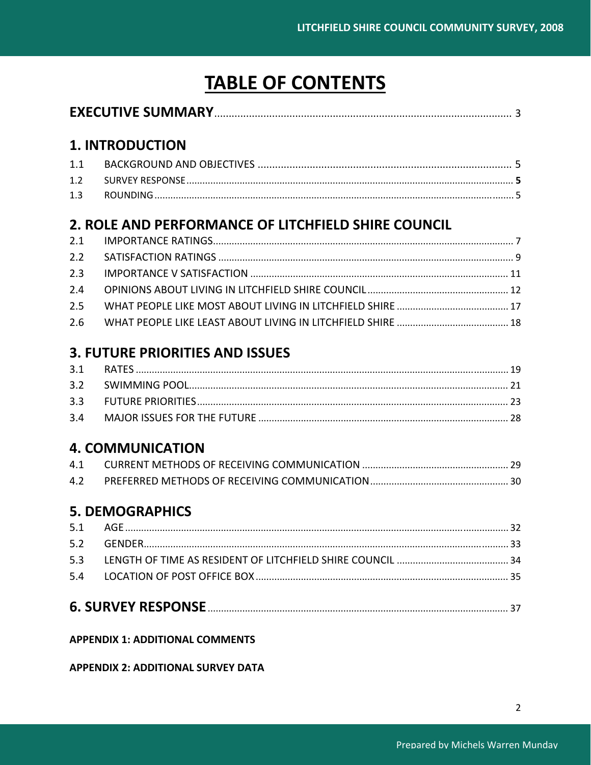# TABLE OF CONTENTS

**EXECUTIVE SUMMARY** .......... 3

## 1. INTRODUCTION

1.1 BACKGROUND AND OBJECTIVES .......... 5
1.2 SURVEY RESPONSE .......... **5**
1.3 ROUNDING .......... 5

## 2. ROLE AND PERFORMANCE OF LITCHFIELD SHIRE COUNCIL

2.1 IMPORTANCE RATINGS .......... 7
2.2 SATISFACTION RATINGS .......... 9
2.3 IMPORTANCE V SATISFACTION .......... 11
2.4 OPINIONS ABOUT LIVING IN LITCHFIELD SHIRE COUNCIL .......... 12
2.5 WHAT PEOPLE LIKE MOST ABOUT LIVING IN LITCHFIELD SHIRE .......... 17
2.6 WHAT PEOPLE LIKE LEAST ABOUT LIVING IN LITCHFIELD SHIRE .......... 18

## 3. FUTURE PRIORITIES AND ISSUES

3.1 RATES .......... 19
3.2 SWIMMING POOL .......... 21
3.3 FUTURE PRIORITIES .......... 23
3.4 MAJOR ISSUES FOR THE FUTURE .......... 28

## 4. COMMUNICATION

4.1 CURRENT METHODS OF RECEIVING COMMUNICATION .......... 29
4.2 PREFERRED METHODS OF RECEIVING COMMUNICATION .......... 30

## 5. DEMOGRAPHICS

5.1 AGE .......... 32
5.2 GENDER .......... 33
5.3 LENGTH OF TIME AS RESIDENT OF LITCHFIELD SHIRE COUNCIL .......... 34
5.4 LOCATION OF POST OFFICE BOX .......... 35

## 6. SURVEY RESPONSE .......... 37

**APPENDIX 1: ADDITIONAL COMMENTS**

**APPENDIX 2: ADDITIONAL SURVEY DATA**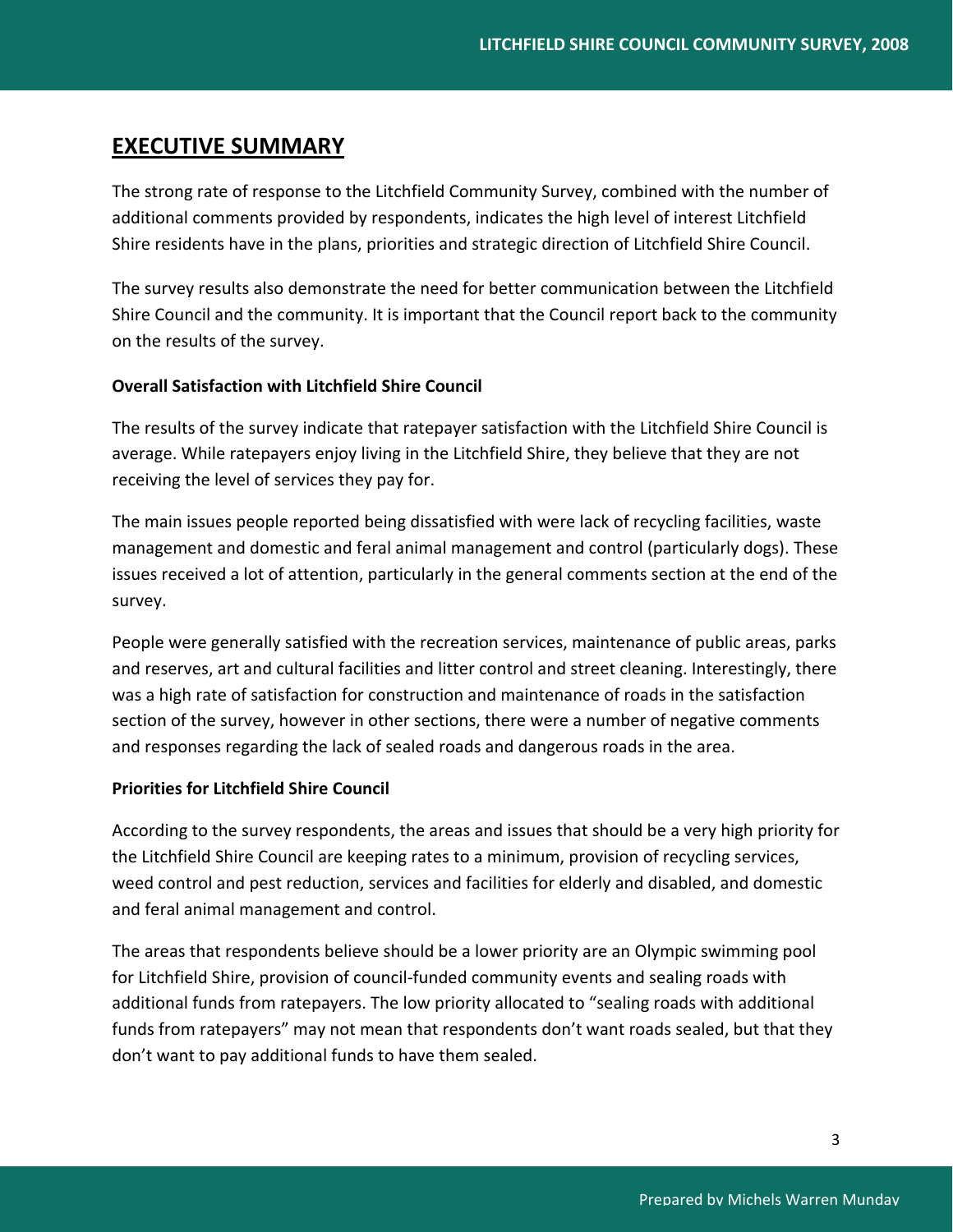# EXECUTIVE SUMMARY

The strong rate of response to the Litchfield Community Survey, combined with the number of additional comments provided by respondents, indicates the high level of interest Litchfield Shire residents have in the plans, priorities and strategic direction of Litchfield Shire Council.

The survey results also demonstrate the need for better communication between the Litchfield Shire Council and the community. It is important that the Council report back to the community on the results of the survey.

**Overall Satisfaction with Litchfield Shire Council**

The results of the survey indicate that ratepayer satisfaction with the Litchfield Shire Council is average. While ratepayers enjoy living in the Litchfield Shire, they believe that they are not receiving the level of services they pay for.

The main issues people reported being dissatisfied with were lack of recycling facilities, waste management and domestic and feral animal management and control (particularly dogs). These issues received a lot of attention, particularly in the general comments section at the end of the survey.

People were generally satisfied with the recreation services, maintenance of public areas, parks and reserves, art and cultural facilities and litter control and street cleaning. Interestingly, there was a high rate of satisfaction for construction and maintenance of roads in the satisfaction section of the survey, however in other sections, there were a number of negative comments and responses regarding the lack of sealed roads and dangerous roads in the area.

**Priorities for Litchfield Shire Council**

According to the survey respondents, the areas and issues that should be a very high priority for the Litchfield Shire Council are keeping rates to a minimum, provision of recycling services, weed control and pest reduction, services and facilities for elderly and disabled, and domestic and feral animal management and control.

The areas that respondents believe should be a lower priority are an Olympic swimming pool for Litchfield Shire, provision of council-funded community events and sealing roads with additional funds from ratepayers. The low priority allocated to "sealing roads with additional funds from ratepayers" may not mean that respondents don't want roads sealed, but that they don't want to pay additional funds to have them sealed.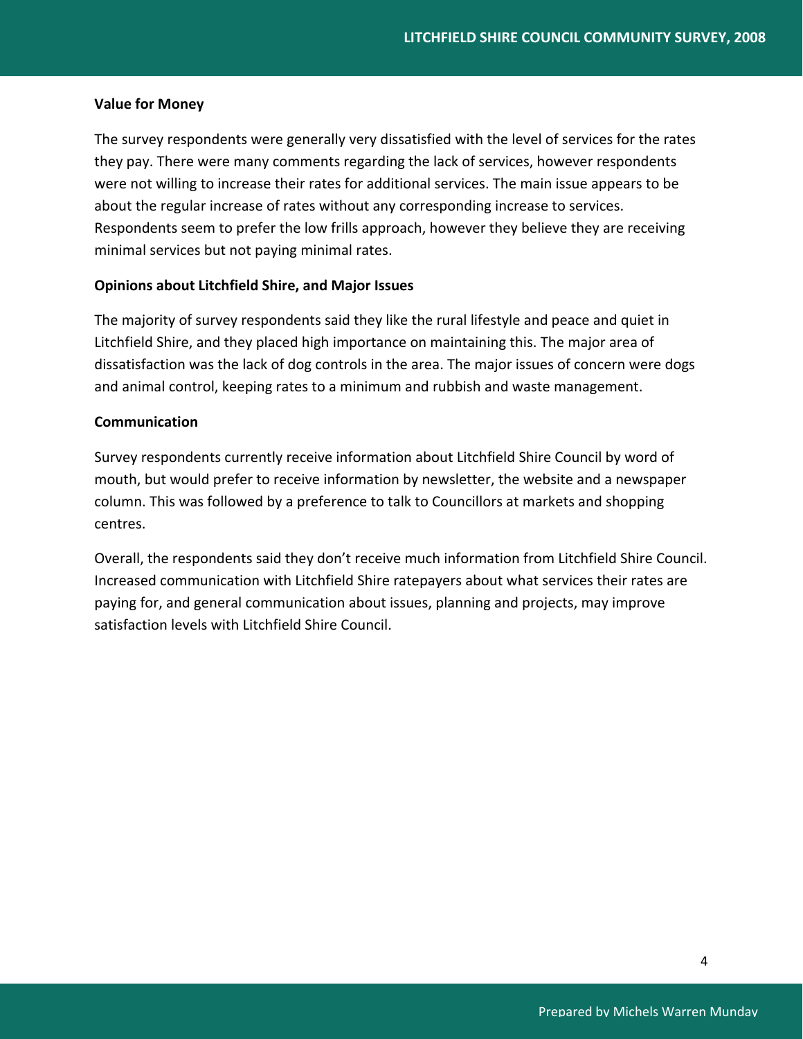**Value for Money**

The survey respondents were generally very dissatisfied with the level of services for the rates they pay. There were many comments regarding the lack of services, however respondents were not willing to increase their rates for additional services. The main issue appears to be about the regular increase of rates without any corresponding increase to services. Respondents seem to prefer the low frills approach, however they believe they are receiving minimal services but not paying minimal rates.

**Opinions about Litchfield Shire, and Major Issues**

The majority of survey respondents said they like the rural lifestyle and peace and quiet in Litchfield Shire, and they placed high importance on maintaining this. The major area of dissatisfaction was the lack of dog controls in the area. The major issues of concern were dogs and animal control, keeping rates to a minimum and rubbish and waste management.

**Communication**

Survey respondents currently receive information about Litchfield Shire Council by word of mouth, but would prefer to receive information by newsletter, the website and a newspaper column. This was followed by a preference to talk to Councillors at markets and shopping centres.

Overall, the respondents said they don't receive much information from Litchfield Shire Council. Increased communication with Litchfield Shire ratepayers about what services their rates are paying for, and general communication about issues, planning and projects, may improve satisfaction levels with Litchfield Shire Council.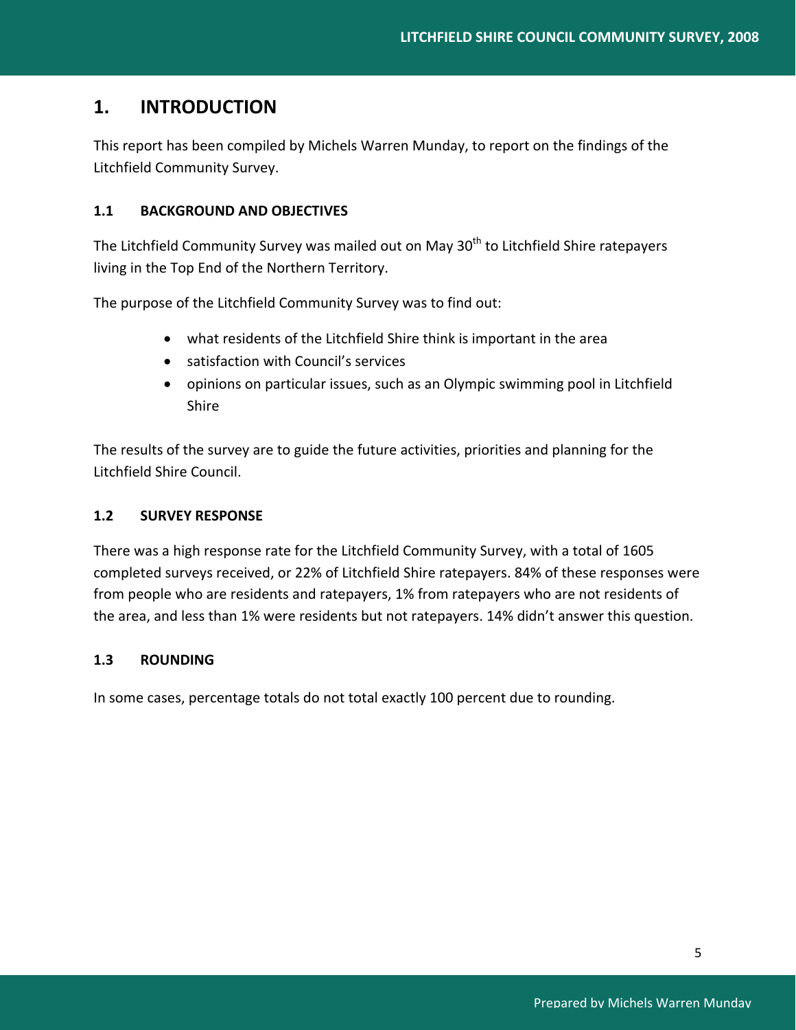# 1. INTRODUCTION

This report has been compiled by Michels Warren Munday, to report on the findings of the Litchfield Community Survey.

## 1.1 BACKGROUND AND OBJECTIVES

The Litchfield Community Survey was mailed out on May 30th to Litchfield Shire ratepayers living in the Top End of the Northern Territory.

The purpose of the Litchfield Community Survey was to find out:

- what residents of the Litchfield Shire think is important in the area
- satisfaction with Council's services
- opinions on particular issues, such as an Olympic swimming pool in Litchfield Shire

The results of the survey are to guide the future activities, priorities and planning for the Litchfield Shire Council.

## 1.2 SURVEY RESPONSE

There was a high response rate for the Litchfield Community Survey, with a total of 1605 completed surveys received, or 22% of Litchfield Shire ratepayers. 84% of these responses were from people who are residents and ratepayers, 1% from ratepayers who are not residents of the area, and less than 1% were residents but not ratepayers. 14% didn't answer this question.

## 1.3 ROUNDING

In some cases, percentage totals do not total exactly 100 percent due to rounding.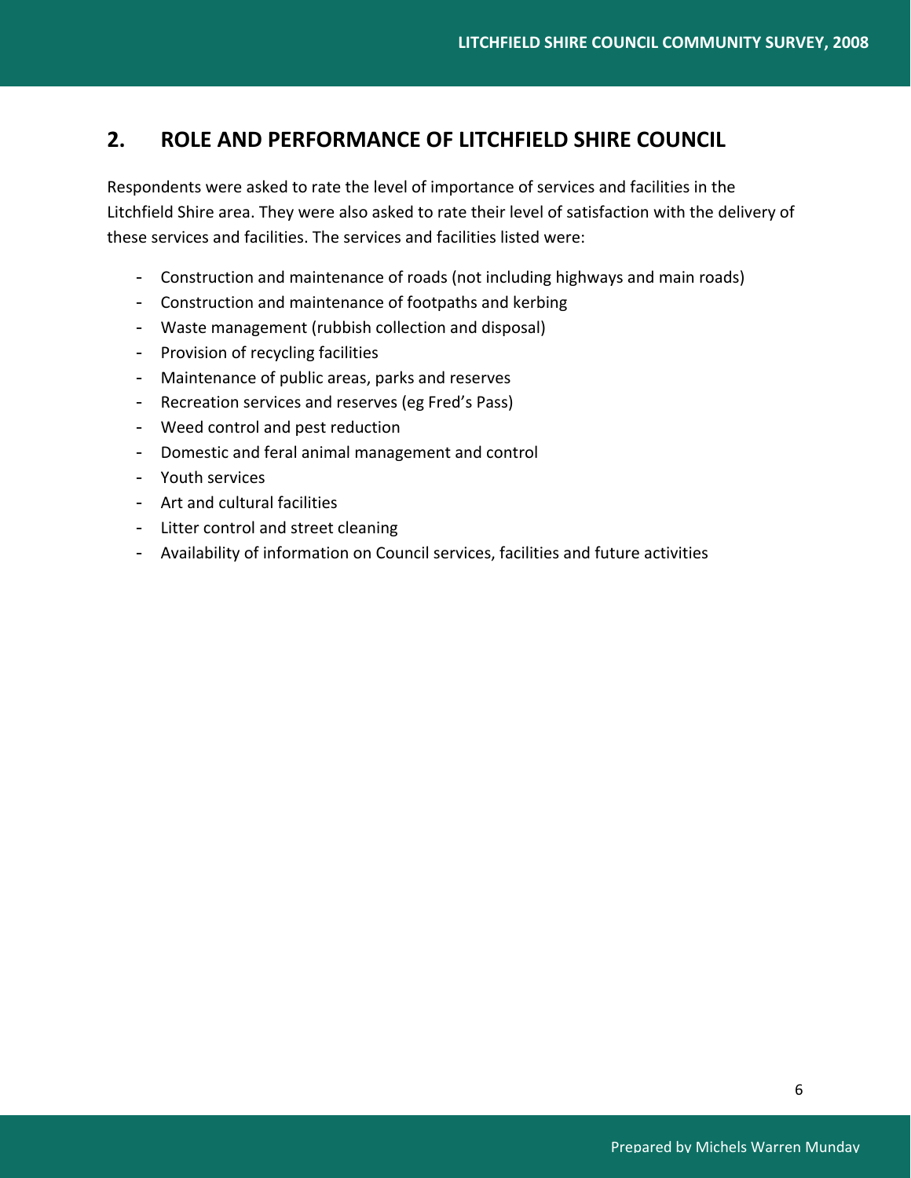## 2. ROLE AND PERFORMANCE OF LITCHFIELD SHIRE COUNCIL

Respondents were asked to rate the level of importance of services and facilities in the Litchfield Shire area. They were also asked to rate their level of satisfaction with the delivery of these services and facilities. The services and facilities listed were:

- Construction and maintenance of roads (not including highways and main roads)
- Construction and maintenance of footpaths and kerbing
- Waste management (rubbish collection and disposal)
- Provision of recycling facilities
- Maintenance of public areas, parks and reserves
- Recreation services and reserves (eg Fred's Pass)
- Weed control and pest reduction
- Domestic and feral animal management and control
- Youth services
- Art and cultural facilities
- Litter control and street cleaning
- Availability of information on Council services, facilities and future activities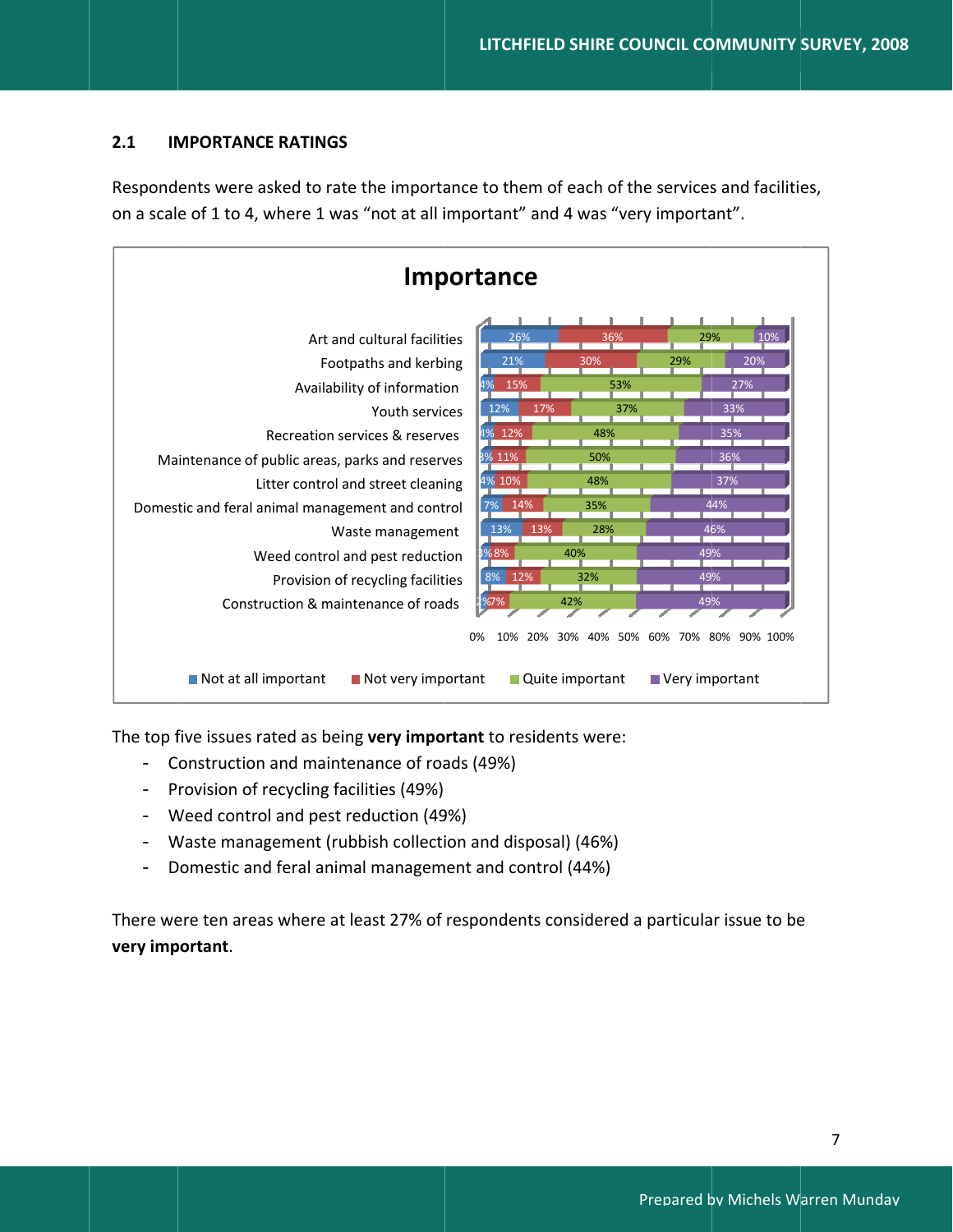## 2.1 IMPORTANCE RATINGS

Respondents were asked to rate the importance to them of each of the services and facilities, on a scale of 1 to 4, where 1 was "not at all important" and 4 was "very important".

**Importance**

| | Not at all important | Not very important | Quite important | Very important |
|---|---|---|---|---|
| Art and cultural facilities | 26% | 36% | 29% | 10% |
| Footpaths and kerbing | 21% | 30% | 29% | 20% |
| Availability of information | 4% | 15% | 53% | 27% |
| Youth services | 12% | 17% | 37% | 33% |
| Recreation services & reserves | 4% | 12% | 48% | 35% |
| Maintenance of public areas, parks and reserves | 3% | 11% | 50% | 36% |
| Litter control and street cleaning | 4% | 10% | 48% | 37% |
| Domestic and feral animal management and control | 7% | 14% | 35% | 44% |
| Waste management | 13% | 13% | 28% | 46% |
| Weed control and pest reduction | 3% | 8% | 40% | 49% |
| Provision of recycling facilities | 8% | 12% | 32% | 49% |
| Construction & maintenance of roads | 2% | 7% | 42% | 49% |

The top five issues rated as being **very important** to residents were:

- Construction and maintenance of roads (49%)
- Provision of recycling facilities (49%)
- Weed control and pest reduction (49%)
- Waste management (rubbish collection and disposal) (46%)
- Domestic and feral animal management and control (44%)

There were ten areas where at least 27% of respondents considered a particular issue to be **very important**.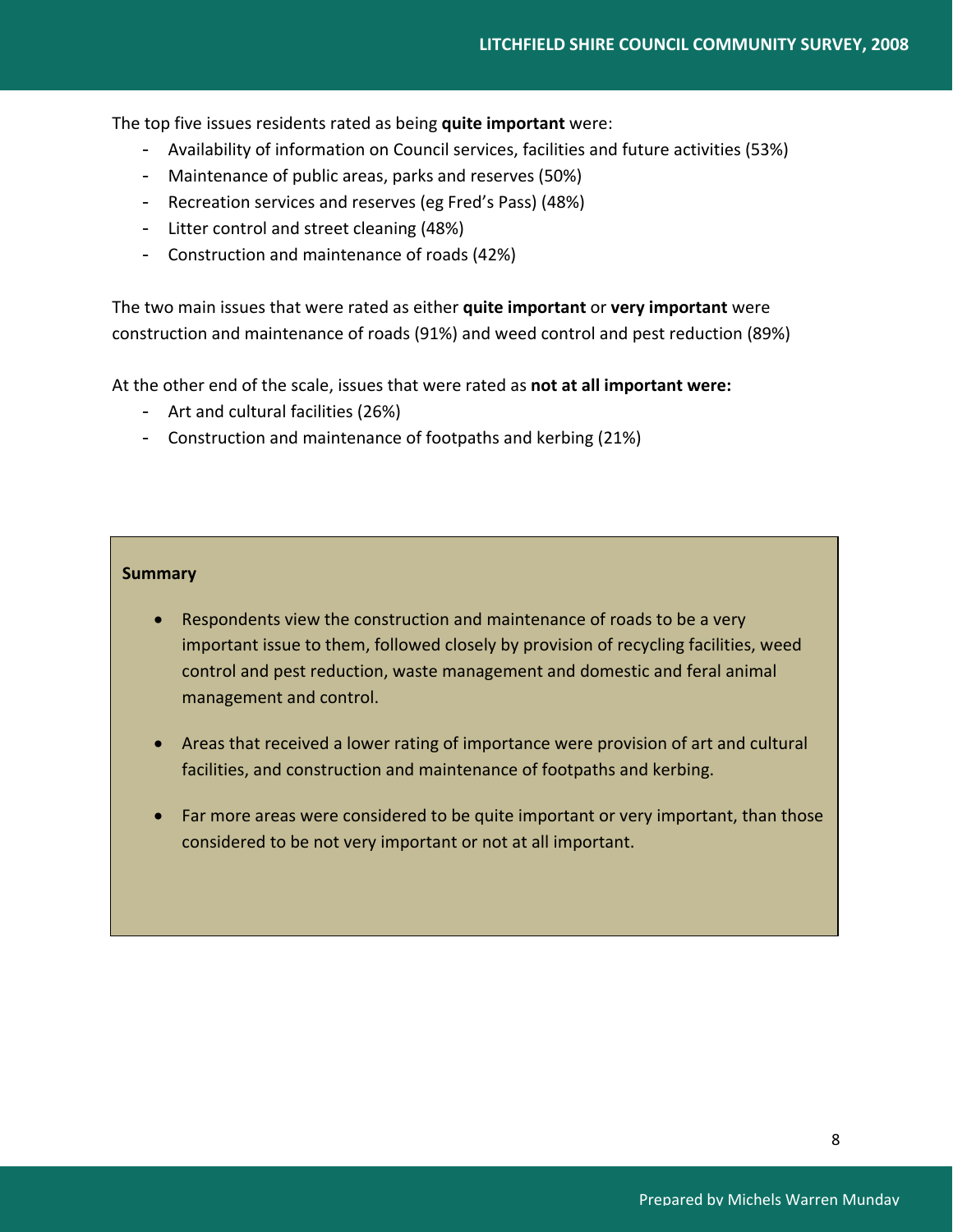The top five issues residents rated as being **quite important** were:

- Availability of information on Council services, facilities and future activities (53%)
- Maintenance of public areas, parks and reserves (50%)
- Recreation services and reserves (eg Fred's Pass) (48%)
- Litter control and street cleaning (48%)
- Construction and maintenance of roads (42%)

The two main issues that were rated as either **quite important** or **very important** were construction and maintenance of roads (91%) and weed control and pest reduction (89%)

At the other end of the scale, issues that were rated as **not at all important were:**

- Art and cultural facilities (26%)
- Construction and maintenance of footpaths and kerbing (21%)

**Summary**

- Respondents view the construction and maintenance of roads to be a very important issue to them, followed closely by provision of recycling facilities, weed control and pest reduction, waste management and domestic and feral animal management and control.
- Areas that received a lower rating of importance were provision of art and cultural facilities, and construction and maintenance of footpaths and kerbing.
- Far more areas were considered to be quite important or very important, than those considered to be not very important or not at all important.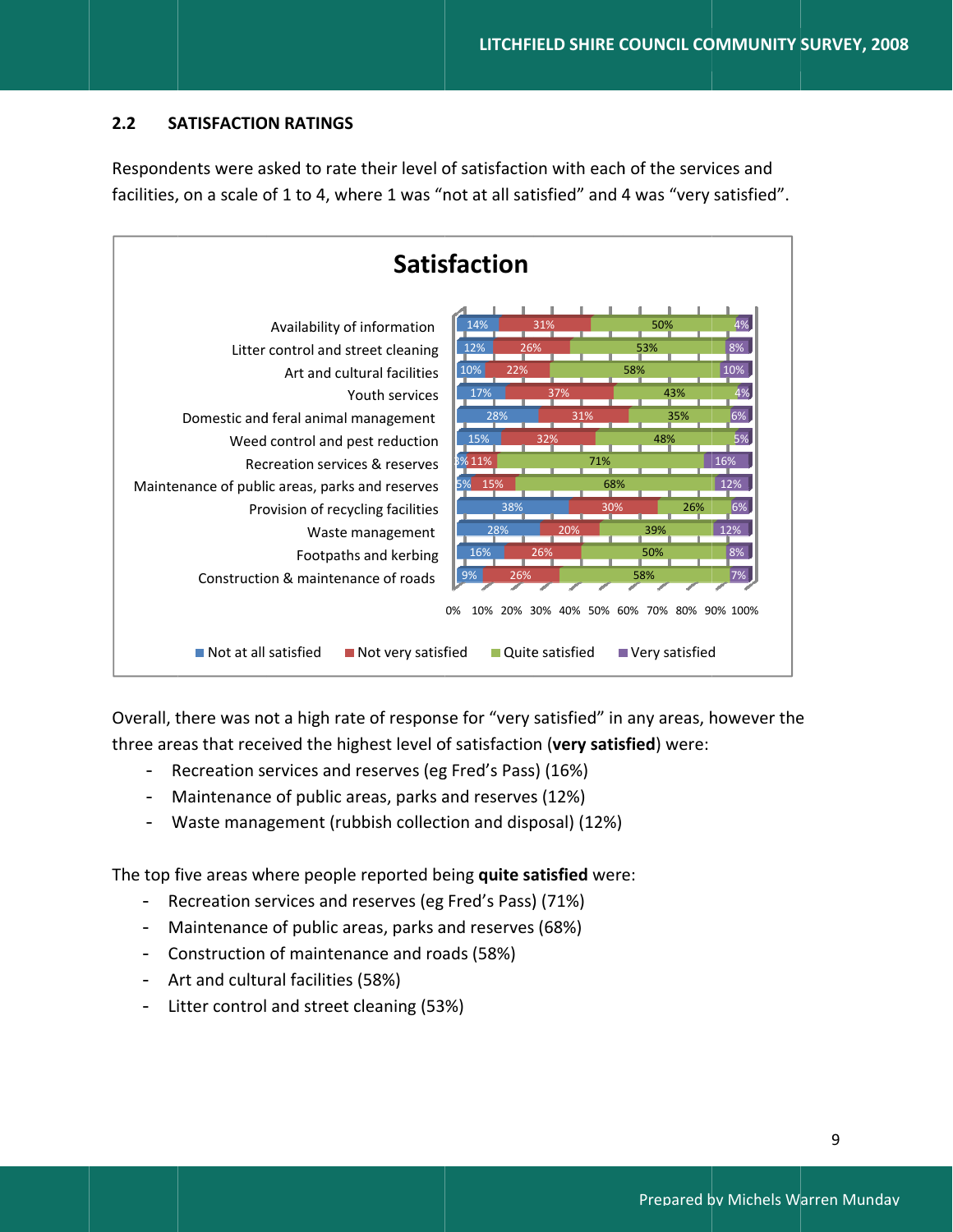## 2.2 SATISFACTION RATINGS

Respondents were asked to rate their level of satisfaction with each of the services and facilities, on a scale of 1 to 4, where 1 was “not at all satisfied” and 4 was “very satisfied”.

**Satisfaction**

| | Not at all satisfied | Not very satisfied | Quite satisfied | Very satisfied |
|---|---|---|---|---|
| Availability of information | 14% | 31% | 50% | 4% |
| Litter control and street cleaning | 12% | 26% | 53% | 8% |
| Art and cultural facilities | 10% | 22% | 58% | 10% |
| Youth services | 17% | 37% | 43% | 4% |
| Domestic and feral animal management | 28% | 31% | 35% | 6% |
| Weed control and pest reduction | 15% | 32% | 48% | 5% |
| Recreation services & reserves | 3% | 11% | 71% | 16% |
| Maintenance of public areas, parks and reserves | 5% | 15% | 68% | 12% |
| Provision of recycling facilities | 38% | 30% | 26% | 6% |
| Waste management | 28% | 20% | 39% | 12% |
| Footpaths and kerbing | 16% | 26% | 50% | 8% |
| Construction & maintenance of roads | 9% | 26% | 58% | 7% |

Overall, there was not a high rate of response for “very satisfied” in any areas, however the three areas that received the highest level of satisfaction (**very satisfied**) were:

- Recreation services and reserves (eg Fred’s Pass) (16%)
- Maintenance of public areas, parks and reserves (12%)
- Waste management (rubbish collection and disposal) (12%)

The top five areas where people reported being **quite satisfied** were:

- Recreation services and reserves (eg Fred’s Pass) (71%)
- Maintenance of public areas, parks and reserves (68%)
- Construction of maintenance and roads (58%)
- Art and cultural facilities (58%)
- Litter control and street cleaning (53%)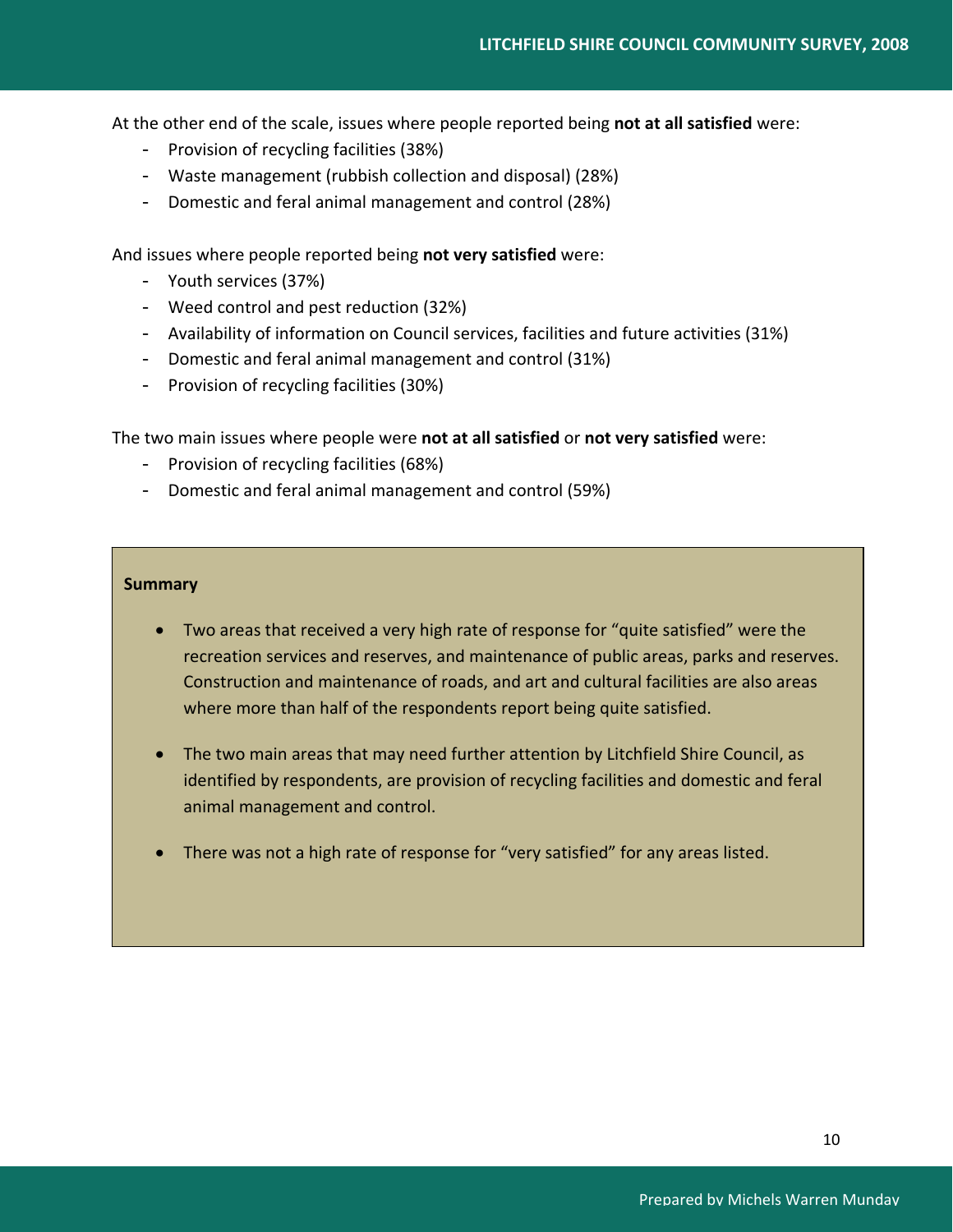At the other end of the scale, issues where people reported being **not at all satisfied** were:

- Provision of recycling facilities (38%)
- Waste management (rubbish collection and disposal) (28%)
- Domestic and feral animal management and control (28%)

And issues where people reported being **not very satisfied** were:

- Youth services (37%)
- Weed control and pest reduction (32%)
- Availability of information on Council services, facilities and future activities (31%)
- Domestic and feral animal management and control (31%)
- Provision of recycling facilities (30%)

The two main issues where people were **not at all satisfied** or **not very satisfied** were:

- Provision of recycling facilities (68%)
- Domestic and feral animal management and control (59%)

**Summary**

- Two areas that received a very high rate of response for "quite satisfied" were the recreation services and reserves, and maintenance of public areas, parks and reserves. Construction and maintenance of roads, and art and cultural facilities are also areas where more than half of the respondents report being quite satisfied.
- The two main areas that may need further attention by Litchfield Shire Council, as identified by respondents, are provision of recycling facilities and domestic and feral animal management and control.
- There was not a high rate of response for "very satisfied" for any areas listed.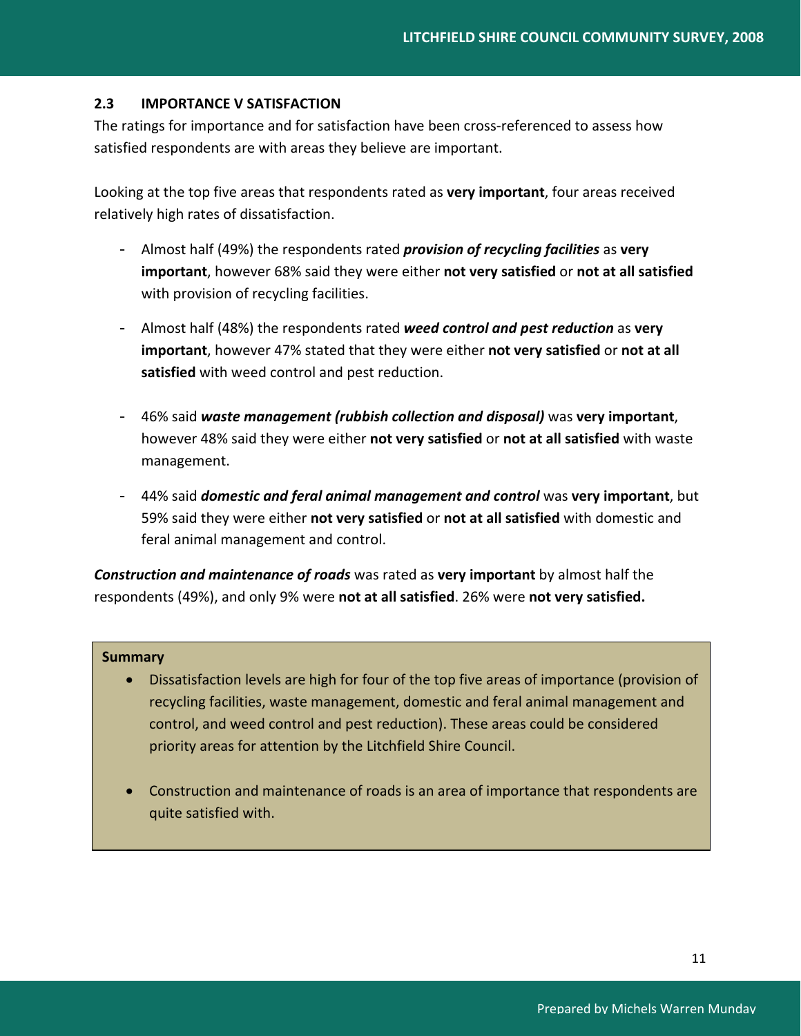### 2.3 IMPORTANCE V SATISFACTION

The ratings for importance and for satisfaction have been cross-referenced to assess how satisfied respondents are with areas they believe are important.

Looking at the top five areas that respondents rated as **very important**, four areas received relatively high rates of dissatisfaction.

- Almost half (49%) the respondents rated ***provision of recycling facilities*** as **very important**, however 68% said they were either **not very satisfied** or **not at all satisfied** with provision of recycling facilities.
- Almost half (48%) the respondents rated ***weed control and pest reduction*** as **very important**, however 47% stated that they were either **not very satisfied** or **not at all satisfied** with weed control and pest reduction.
- 46% said ***waste management (rubbish collection and disposal)*** was **very important**, however 48% said they were either **not very satisfied** or **not at all satisfied** with waste management.
- 44% said ***domestic and feral animal management and control*** was **very important**, but 59% said they were either **not very satisfied** or **not at all satisfied** with domestic and feral animal management and control.

***Construction and maintenance of roads*** was rated as **very important** by almost half the respondents (49%), and only 9% were **not at all satisfied**. 26% were **not very satisfied.**

**Summary**

- Dissatisfaction levels are high for four of the top five areas of importance (provision of recycling facilities, waste management, domestic and feral animal management and control, and weed control and pest reduction). These areas could be considered priority areas for attention by the Litchfield Shire Council.
- Construction and maintenance of roads is an area of importance that respondents are quite satisfied with.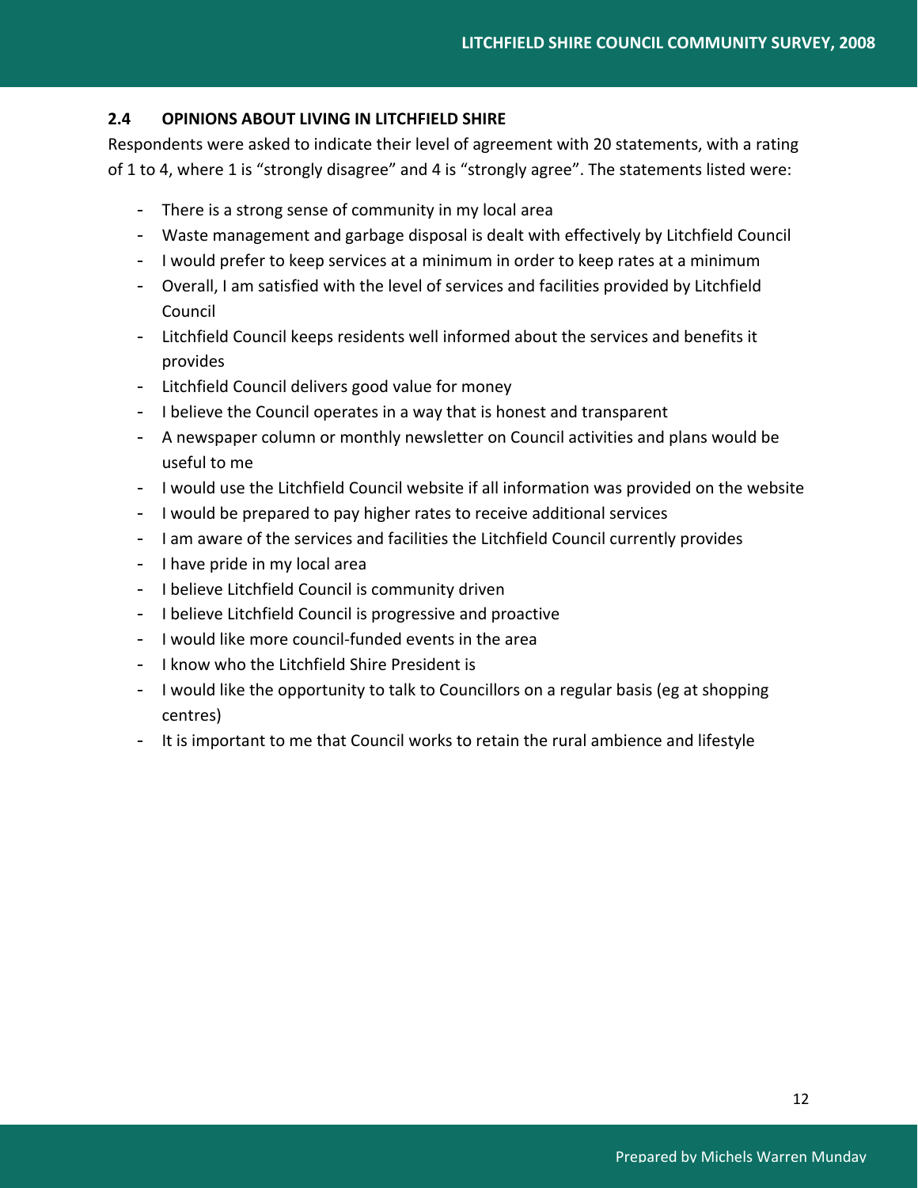## 2.4 OPINIONS ABOUT LIVING IN LITCHFIELD SHIRE

Respondents were asked to indicate their level of agreement with 20 statements, with a rating of 1 to 4, where 1 is "strongly disagree" and 4 is "strongly agree". The statements listed were:

- There is a strong sense of community in my local area
- Waste management and garbage disposal is dealt with effectively by Litchfield Council
- I would prefer to keep services at a minimum in order to keep rates at a minimum
- Overall, I am satisfied with the level of services and facilities provided by Litchfield Council
- Litchfield Council keeps residents well informed about the services and benefits it provides
- Litchfield Council delivers good value for money
- I believe the Council operates in a way that is honest and transparent
- A newspaper column or monthly newsletter on Council activities and plans would be useful to me
- I would use the Litchfield Council website if all information was provided on the website
- I would be prepared to pay higher rates to receive additional services
- I am aware of the services and facilities the Litchfield Council currently provides
- I have pride in my local area
- I believe Litchfield Council is community driven
- I believe Litchfield Council is progressive and proactive
- I would like more council-funded events in the area
- I know who the Litchfield Shire President is
- I would like the opportunity to talk to Councillors on a regular basis (eg at shopping centres)
- It is important to me that Council works to retain the rural ambience and lifestyle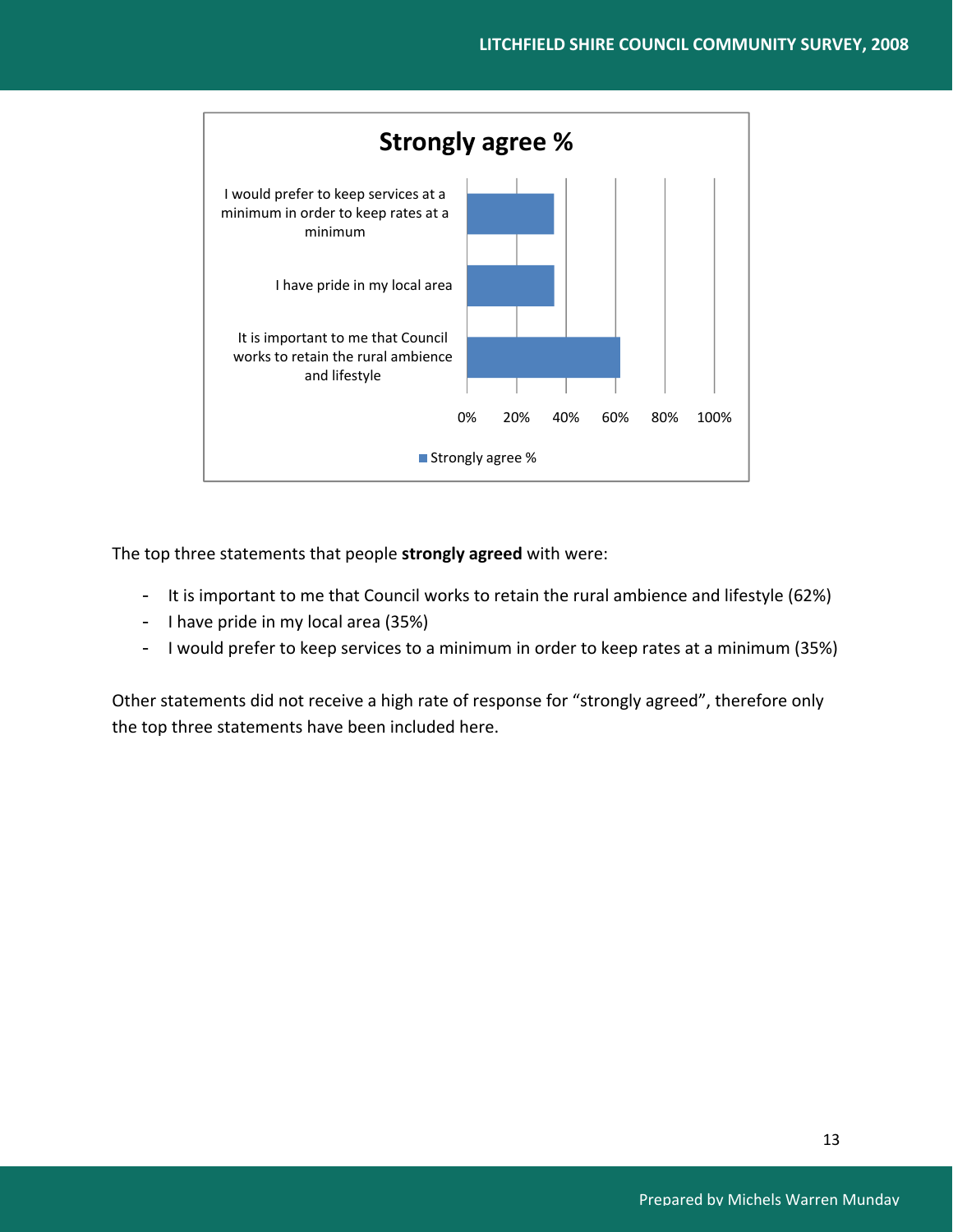**Strongly agree %**

| Statement | Strongly agree % |
|---|---|
| I would prefer to keep services at a minimum in order to keep rates at a minimum | 35% |
| I have pride in my local area | 35% |
| It is important to me that Council works to retain the rural ambience and lifestyle | 62% |

The top three statements that people **strongly agreed** with were:

- It is important to me that Council works to retain the rural ambience and lifestyle (62%)
- I have pride in my local area (35%)
- I would prefer to keep services to a minimum in order to keep rates at a minimum (35%)

Other statements did not receive a high rate of response for "strongly agreed", therefore only the top three statements have been included here.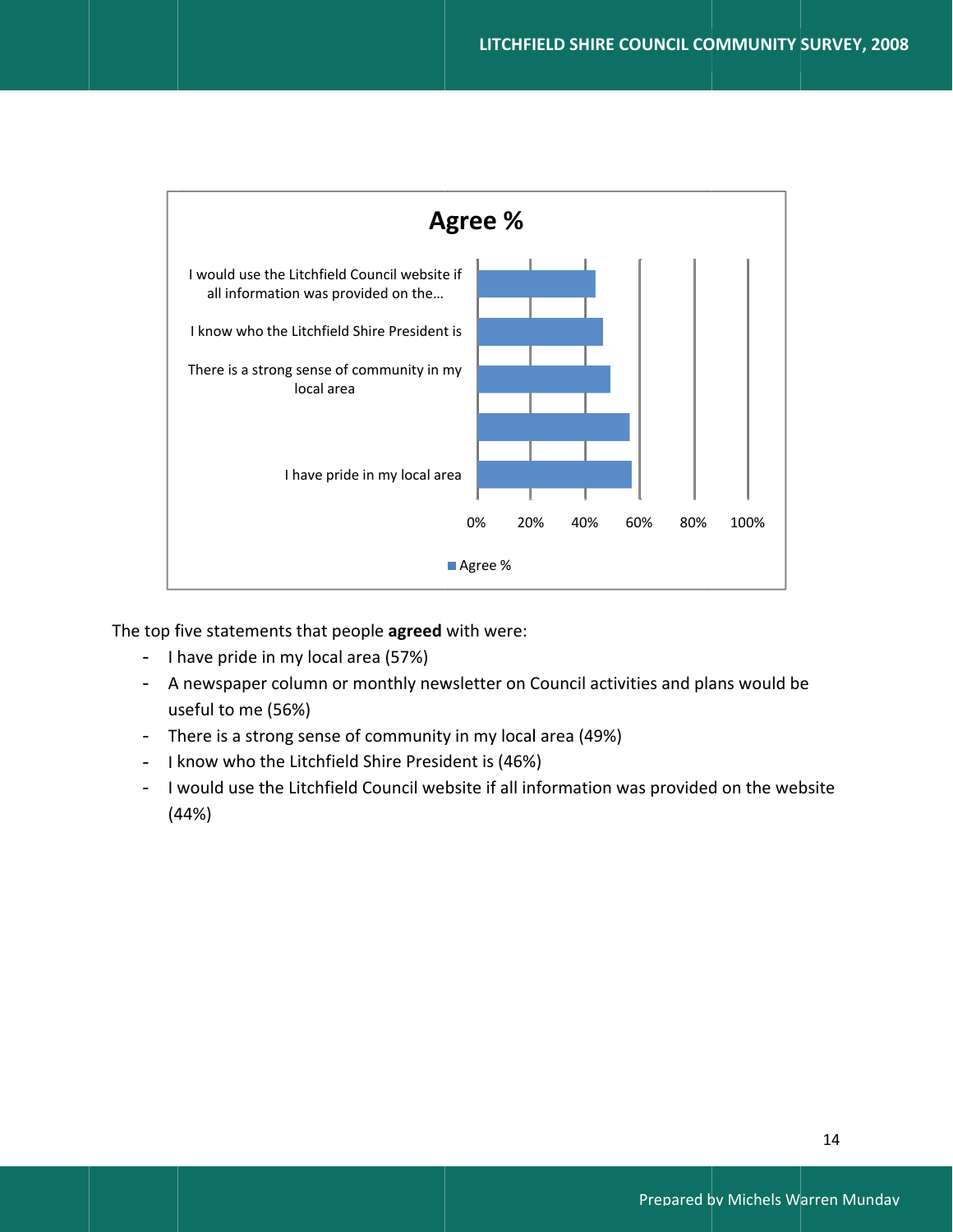**Agree %**

| Statement | Agree % |
|---|---|
| I would use the Litchfield Council website if all information was provided on the… | |
| I know who the Litchfield Shire President is | |
| There is a strong sense of community in my local area | |
| | |
| I have pride in my local area | |

0% 20% 40% 60% 80% 100%

Agree %

The top five statements that people **agreed** with were:

- I have pride in my local area (57%)
- A newspaper column or monthly newsletter on Council activities and plans would be useful to me (56%)
- There is a strong sense of community in my local area (49%)
- I know who the Litchfield Shire President is (46%)
- I would use the Litchfield Council website if all information was provided on the website (44%)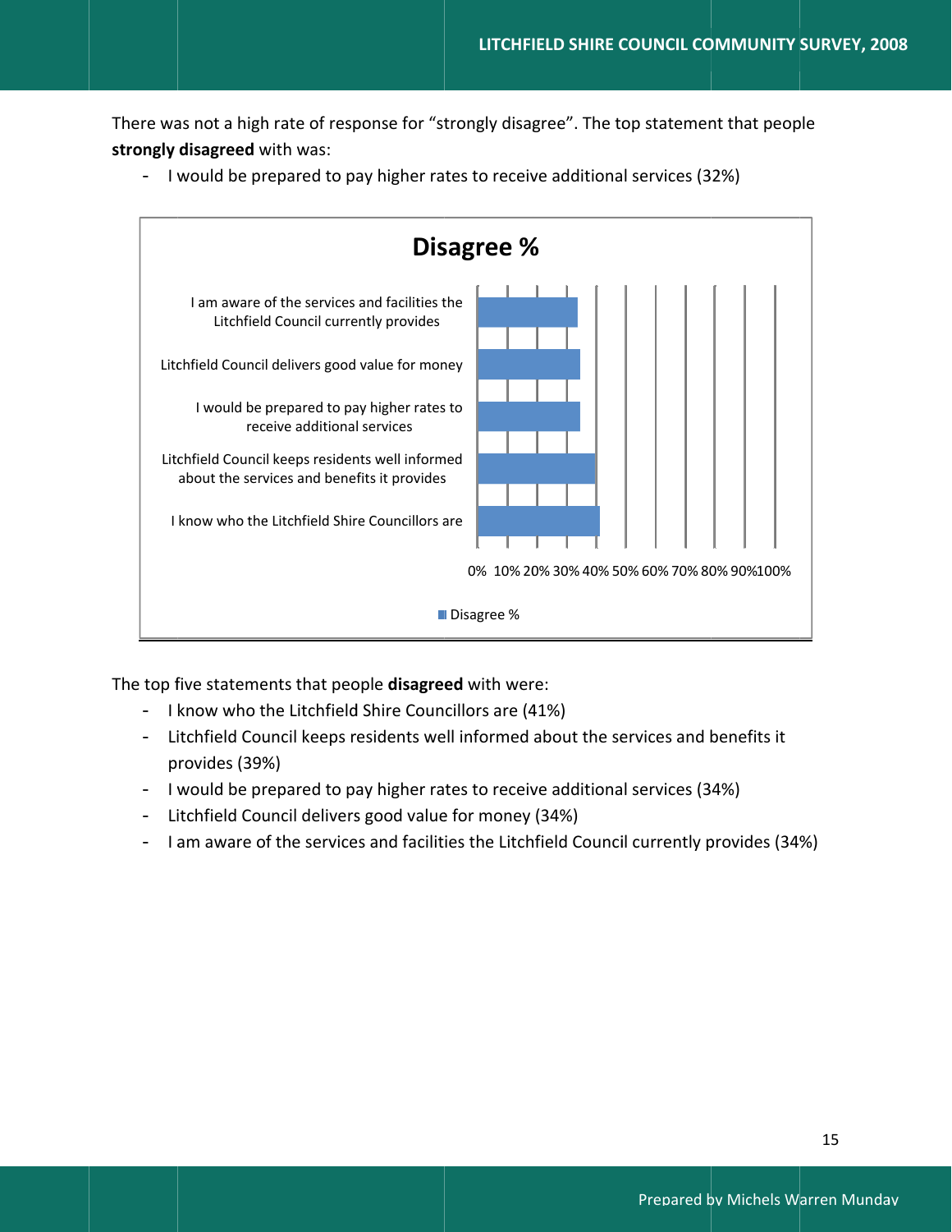There was not a high rate of response for "strongly disagree". The top statement that people **strongly disagreed** with was:

- I would be prepared to pay higher rates to receive additional services (32%)

**Disagree %**

| Statement | Disagree % |
|---|---|
| I am aware of the services and facilities the Litchfield Council currently provides | |
| Litchfield Council delivers good value for money | |
| I would be prepared to pay higher rates to receive additional services | |
| Litchfield Council keeps residents well informed about the services and benefits it provides | |
| I know who the Litchfield Shire Councillors are | |

0% 10% 20% 30% 40% 50% 60% 70% 80% 90% 100%

■ Disagree %

The top five statements that people **disagreed** with were:

- I know who the Litchfield Shire Councillors are (41%)
- Litchfield Council keeps residents well informed about the services and benefits it provides (39%)
- I would be prepared to pay higher rates to receive additional services (34%)
- Litchfield Council delivers good value for money (34%)
- I am aware of the services and facilities the Litchfield Council currently provides (34%)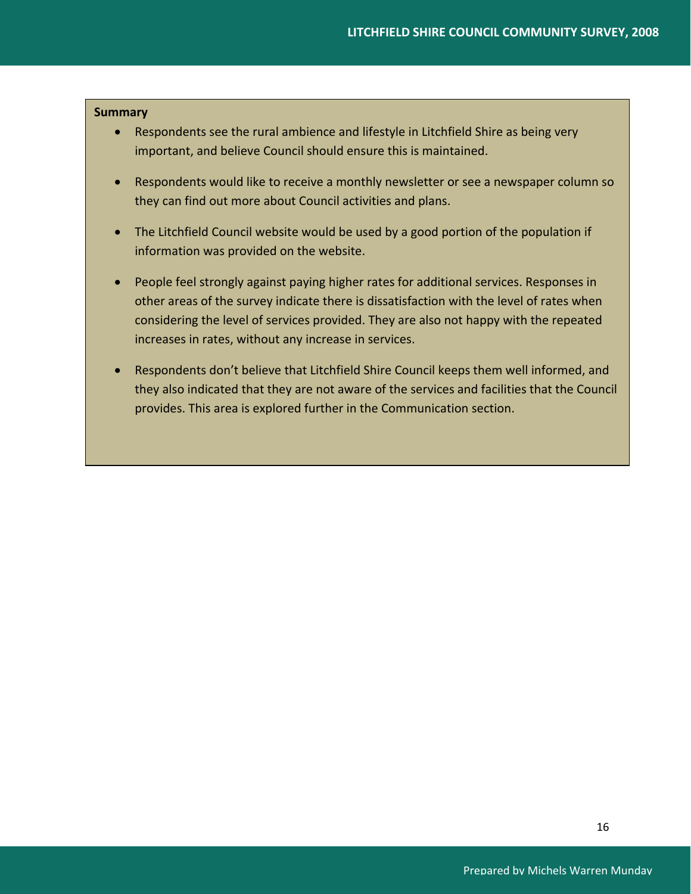**Summary**

- Respondents see the rural ambience and lifestyle in Litchfield Shire as being very important, and believe Council should ensure this is maintained.
- Respondents would like to receive a monthly newsletter or see a newspaper column so they can find out more about Council activities and plans.
- The Litchfield Council website would be used by a good portion of the population if information was provided on the website.
- People feel strongly against paying higher rates for additional services. Responses in other areas of the survey indicate there is dissatisfaction with the level of rates when considering the level of services provided. They are also not happy with the repeated increases in rates, without any increase in services.
- Respondents don't believe that Litchfield Shire Council keeps them well informed, and they also indicated that they are not aware of the services and facilities that the Council provides. This area is explored further in the Communication section.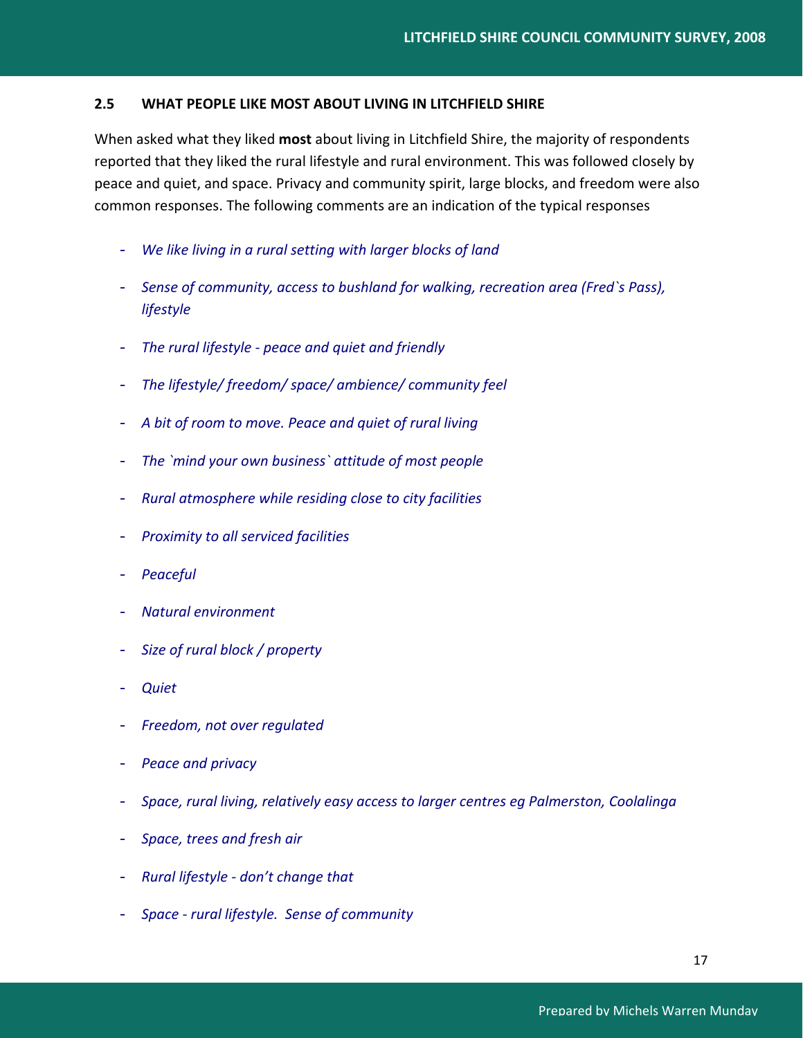## 2.5 WHAT PEOPLE LIKE MOST ABOUT LIVING IN LITCHFIELD SHIRE

When asked what they liked **most** about living in Litchfield Shire, the majority of respondents reported that they liked the rural lifestyle and rural environment. This was followed closely by peace and quiet, and space. Privacy and community spirit, large blocks, and freedom were also common responses. The following comments are an indication of the typical responses

- *We like living in a rural setting with larger blocks of land*
- *Sense of community, access to bushland for walking, recreation area (Fred`s Pass), lifestyle*
- *The rural lifestyle - peace and quiet and friendly*
- *The lifestyle/ freedom/ space/ ambience/ community feel*
- *A bit of room to move. Peace and quiet of rural living*
- *The `mind your own business` attitude of most people*
- *Rural atmosphere while residing close to city facilities*
- *Proximity to all serviced facilities*
- *Peaceful*
- *Natural environment*
- *Size of rural block / property*
- *Quiet*
- *Freedom, not over regulated*
- *Peace and privacy*
- *Space, rural living, relatively easy access to larger centres eg Palmerston, Coolalinga*
- *Space, trees and fresh air*
- *Rural lifestyle - don't change that*
- *Space - rural lifestyle. Sense of community*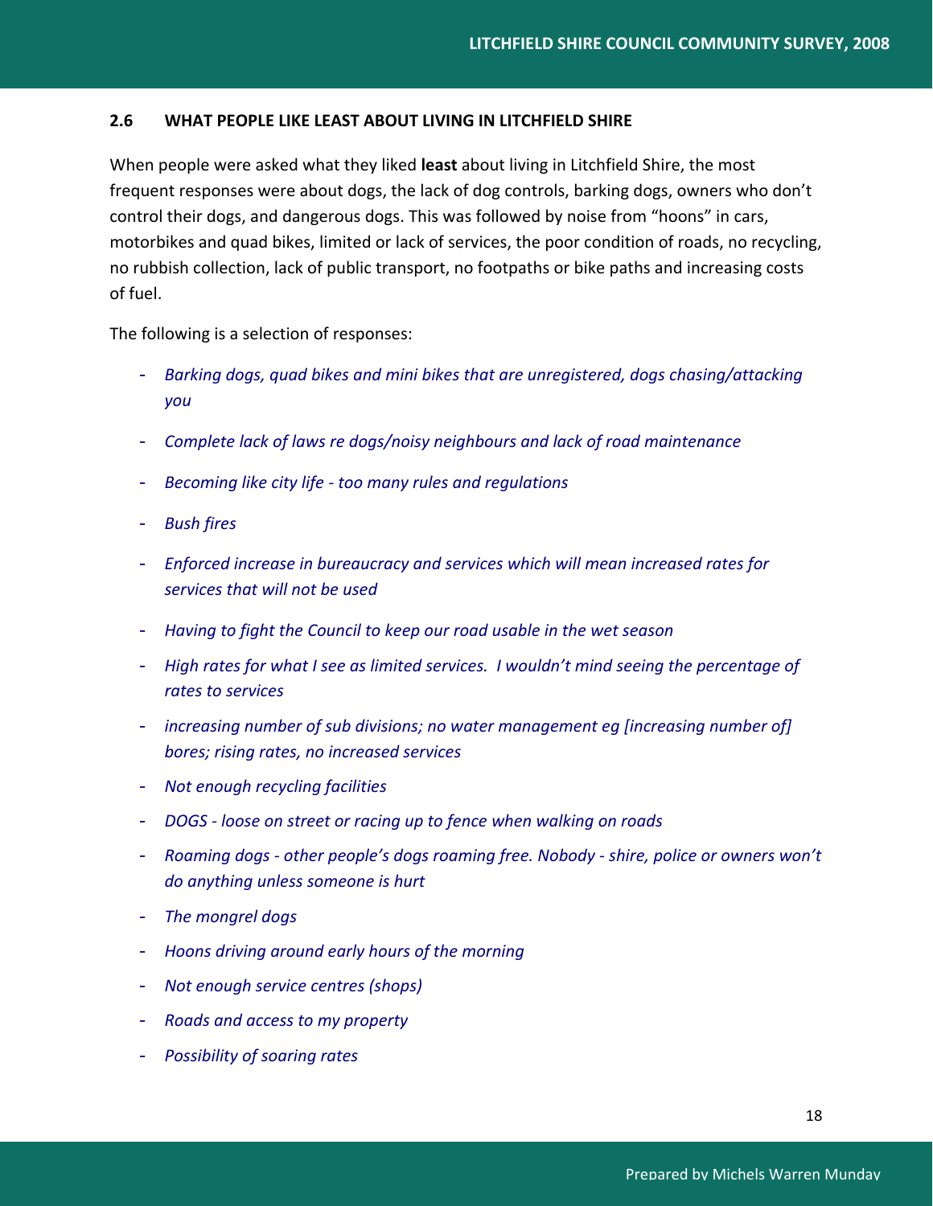### 2.6 WHAT PEOPLE LIKE LEAST ABOUT LIVING IN LITCHFIELD SHIRE

When people were asked what they liked **least** about living in Litchfield Shire, the most frequent responses were about dogs, the lack of dog controls, barking dogs, owners who don't control their dogs, and dangerous dogs. This was followed by noise from "hoons" in cars, motorbikes and quad bikes, limited or lack of services, the poor condition of roads, no recycling, no rubbish collection, lack of public transport, no footpaths or bike paths and increasing costs of fuel.

The following is a selection of responses:

- *Barking dogs, quad bikes and mini bikes that are unregistered, dogs chasing/attacking you*
- *Complete lack of laws re dogs/noisy neighbours and lack of road maintenance*
- *Becoming like city life - too many rules and regulations*
- *Bush fires*
- *Enforced increase in bureaucracy and services which will mean increased rates for services that will not be used*
- *Having to fight the Council to keep our road usable in the wet season*
- *High rates for what I see as limited services. I wouldn't mind seeing the percentage of rates to services*
- *increasing number of sub divisions; no water management eg [increasing number of] bores; rising rates, no increased services*
- *Not enough recycling facilities*
- *DOGS - loose on street or racing up to fence when walking on roads*
- *Roaming dogs - other people's dogs roaming free. Nobody - shire, police or owners won't do anything unless someone is hurt*
- *The mongrel dogs*
- *Hoons driving around early hours of the morning*
- *Not enough service centres (shops)*
- *Roads and access to my property*
- *Possibility of soaring rates*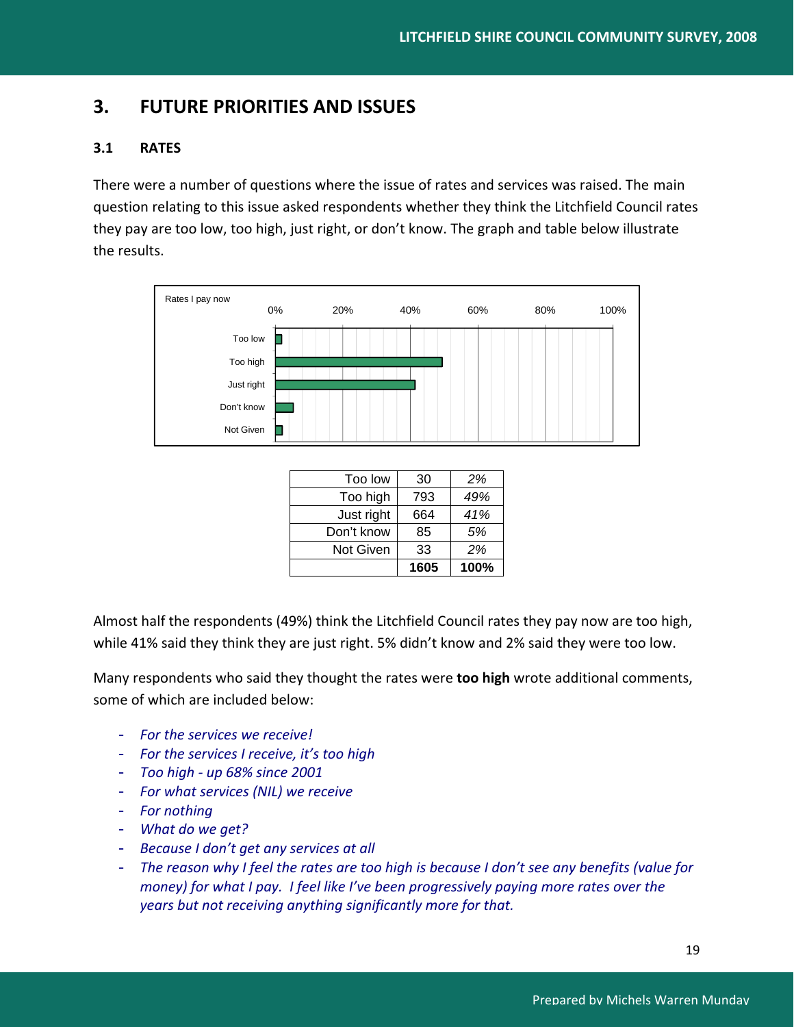# 3. FUTURE PRIORITIES AND ISSUES

## 3.1 RATES

There were a number of questions where the issue of rates and services was raised. The main question relating to this issue asked respondents whether they think the Litchfield Council rates they pay are too low, too high, just right, or don't know. The graph and table below illustrate the results.

| | | |
|---|---|---|
| Too low | 30 | *2%* |
| Too high | 793 | *49%* |
| Just right | 664 | *41%* |
| Don't know | 85 | *5%* |
| Not Given | 33 | *2%* |
| | **1605** | **100%** |

Almost half the respondents (49%) think the Litchfield Council rates they pay now are too high, while 41% said they think they are just right. 5% didn't know and 2% said they were too low.

Many respondents who said they thought the rates were **too high** wrote additional comments, some of which are included below:

- *For the services we receive!*
- *For the services I receive, it's too high*
- *Too high - up 68% since 2001*
- *For what services (NIL) we receive*
- *For nothing*
- *What do we get?*
- *Because I don't get any services at all*
- *The reason why I feel the rates are too high is because I don't see any benefits (value for money) for what I pay. I feel like I've been progressively paying more rates over the years but not receiving anything significantly more for that.*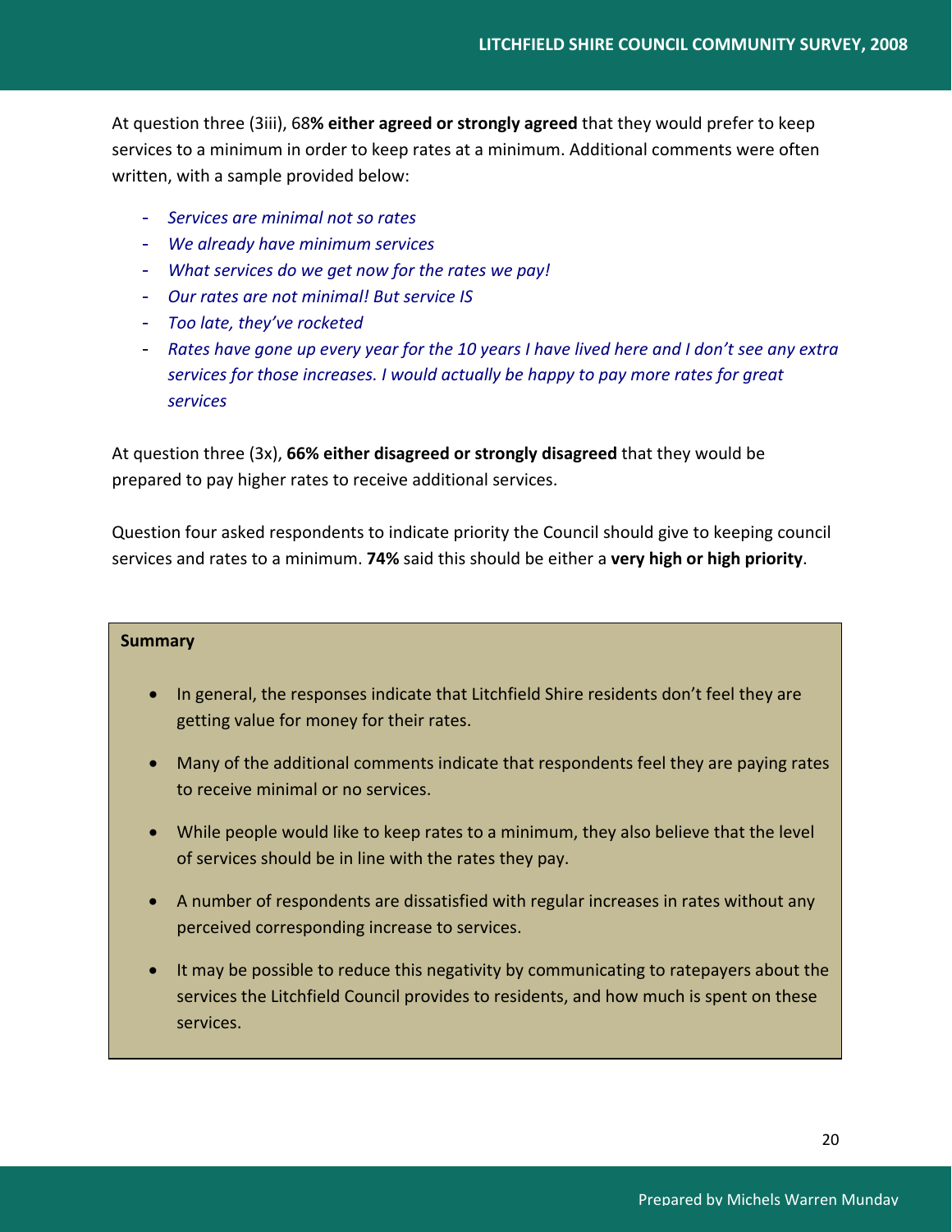At question three (3iii), 68**% either agreed or strongly agreed** that they would prefer to keep services to a minimum in order to keep rates at a minimum. Additional comments were often written, with a sample provided below:

- *Services are minimal not so rates*
- *We already have minimum services*
- *What services do we get now for the rates we pay!*
- *Our rates are not minimal! But service IS*
- *Too late, they've rocketed*
- *Rates have gone up every year for the 10 years I have lived here and I don't see any extra services for those increases. I would actually be happy to pay more rates for great services*

At question three (3x), **66% either disagreed or strongly disagreed** that they would be prepared to pay higher rates to receive additional services.

Question four asked respondents to indicate priority the Council should give to keeping council services and rates to a minimum. **74%** said this should be either a **very high or high priority**.

**Summary**

- In general, the responses indicate that Litchfield Shire residents don't feel they are getting value for money for their rates.
- Many of the additional comments indicate that respondents feel they are paying rates to receive minimal or no services.
- While people would like to keep rates to a minimum, they also believe that the level of services should be in line with the rates they pay.
- A number of respondents are dissatisfied with regular increases in rates without any perceived corresponding increase to services.
- It may be possible to reduce this negativity by communicating to ratepayers about the services the Litchfield Council provides to residents, and how much is spent on these services.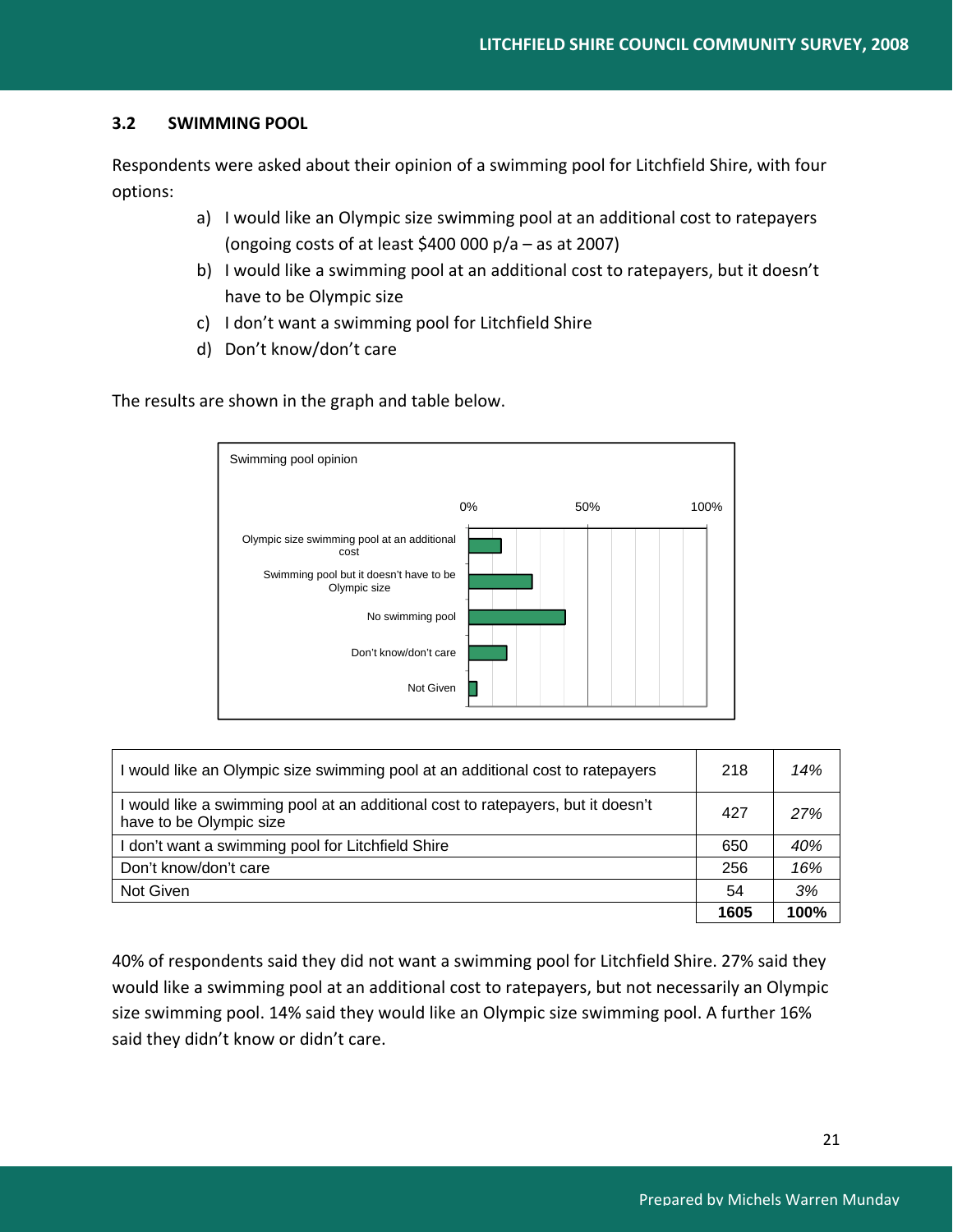## 3.2 SWIMMING POOL

Respondents were asked about their opinion of a swimming pool for Litchfield Shire, with four options:

a) I would like an Olympic size swimming pool at an additional cost to ratepayers (ongoing costs of at least $400 000 p/a – as at 2007)
b) I would like a swimming pool at an additional cost to ratepayers, but it doesn't have to be Olympic size
c) I don't want a swimming pool for Litchfield Shire
d) Don't know/don't care

The results are shown in the graph and table below.

Swimming pool opinion

| | |
|---|---|
| Olympic size swimming pool at an additional cost | 14% |
| Swimming pool but it doesn't have to be Olympic size | 27% |
| No swimming pool | 40% |
| Don't know/don't care | 16% |
| Not Given | 3% |

| | | |
|---|---|---|
| I would like an Olympic size swimming pool at an additional cost to ratepayers | 218 | *14%* |
| I would like a swimming pool at an additional cost to ratepayers, but it doesn't have to be Olympic size | 427 | *27%* |
| I don't want a swimming pool for Litchfield Shire | 650 | *40%* |
| Don't know/don't care | 256 | *16%* |
| Not Given | 54 | *3%* |
| | **1605** | **100%** |

40% of respondents said they did not want a swimming pool for Litchfield Shire. 27% said they would like a swimming pool at an additional cost to ratepayers, but not necessarily an Olympic size swimming pool. 14% said they would like an Olympic size swimming pool. A further 16% said they didn't know or didn't care.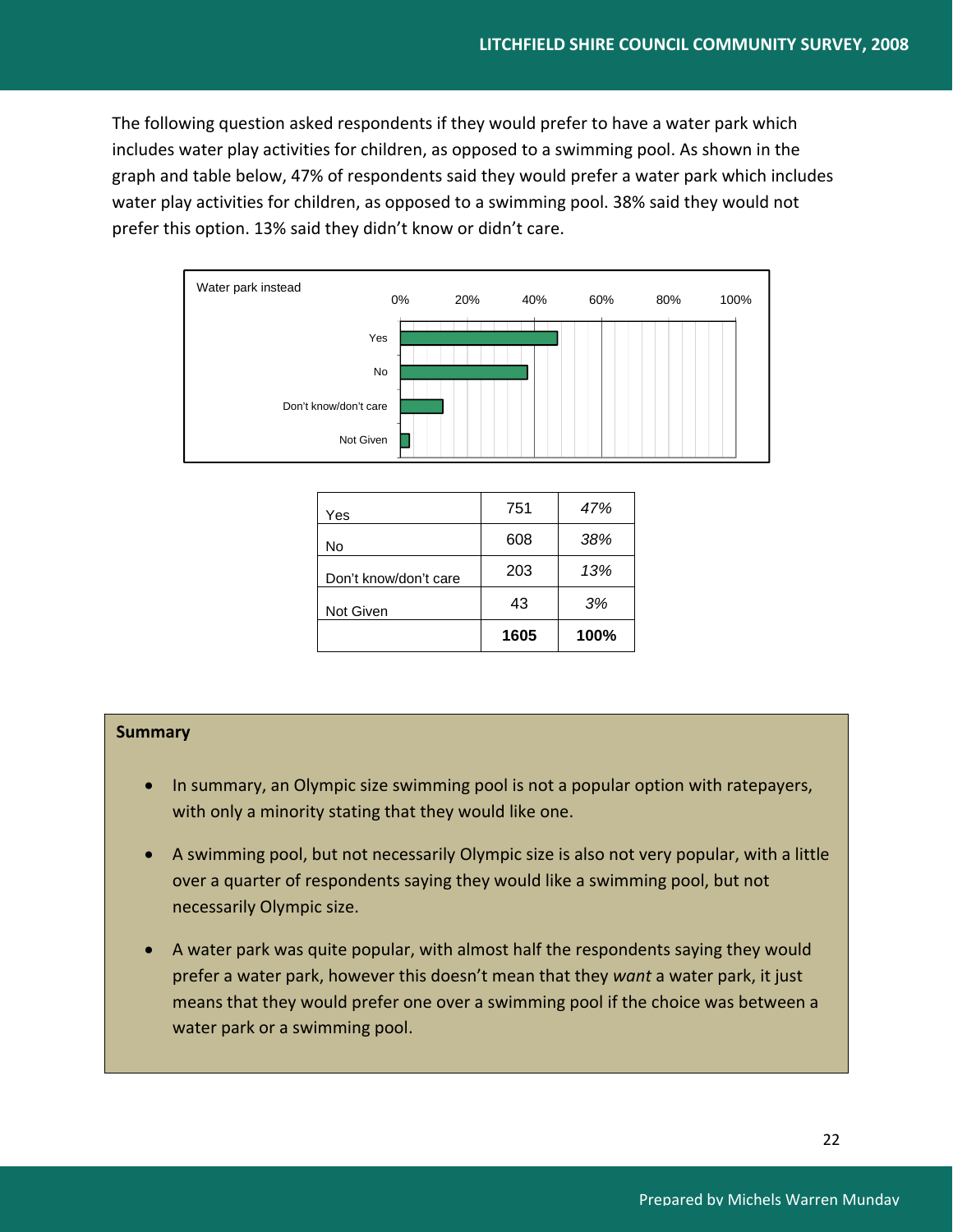The following question asked respondents if they would prefer to have a water park which includes water play activities for children, as opposed to a swimming pool. As shown in the graph and table below, 47% of respondents said they would prefer a water park which includes water play activities for children, as opposed to a swimming pool. 38% said they would not prefer this option. 13% said they didn't know or didn't care.

Water park instead

| | | |
|---|---|---|
| Yes | 751 | *47%* |
| No | 608 | *38%* |
| Don't know/don't care | 203 | *13%* |
| Not Given | 43 | *3%* |
| | **1605** | **100%** |

**Summary**

- In summary, an Olympic size swimming pool is not a popular option with ratepayers, with only a minority stating that they would like one.
- A swimming pool, but not necessarily Olympic size is also not very popular, with a little over a quarter of respondents saying they would like a swimming pool, but not necessarily Olympic size.
- A water park was quite popular, with almost half the respondents saying they would prefer a water park, however this doesn't mean that they *want* a water park, it just means that they would prefer one over a swimming pool if the choice was between a water park or a swimming pool.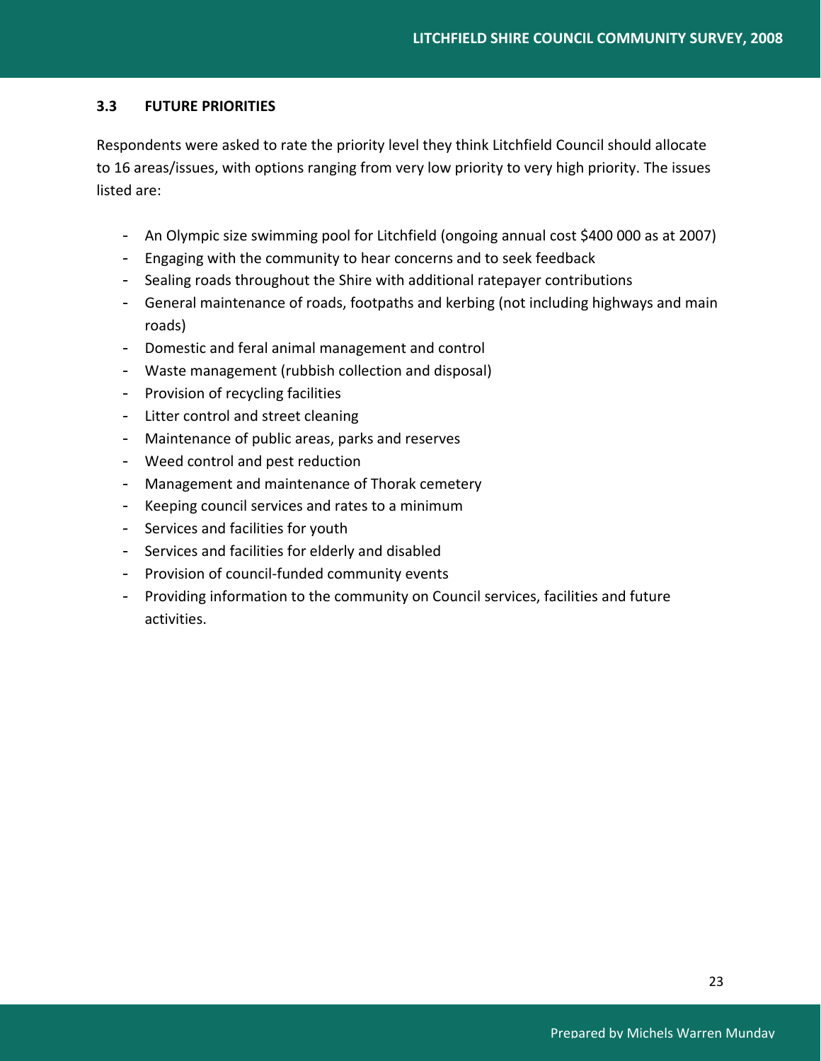### 3.3 FUTURE PRIORITIES

Respondents were asked to rate the priority level they think Litchfield Council should allocate to 16 areas/issues, with options ranging from very low priority to very high priority. The issues listed are:

- An Olympic size swimming pool for Litchfield (ongoing annual cost $400 000 as at 2007)
- Engaging with the community to hear concerns and to seek feedback
- Sealing roads throughout the Shire with additional ratepayer contributions
- General maintenance of roads, footpaths and kerbing (not including highways and main roads)
- Domestic and feral animal management and control
- Waste management (rubbish collection and disposal)
- Provision of recycling facilities
- Litter control and street cleaning
- Maintenance of public areas, parks and reserves
- Weed control and pest reduction
- Management and maintenance of Thorak cemetery
- Keeping council services and rates to a minimum
- Services and facilities for youth
- Services and facilities for elderly and disabled
- Provision of council-funded community events
- Providing information to the community on Council services, facilities and future activities.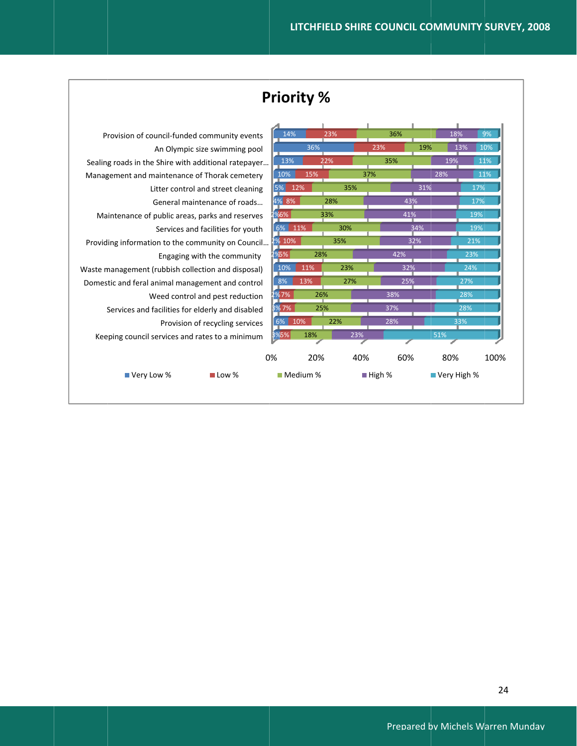## Priority %

| Item | Very Low % | Low % | Medium % | High % | Very High % |
|---|---|---|---|---|---|
| Provision of council-funded community events | 14% | 23% | 36% | 18% | 9% |
| An Olympic size swimming pool | 36% | 23% | 19% | 13% | 10% |
| Sealing roads in the Shire with additional ratepayer… | 13% | 22% | 35% | 19% | 11% |
| Management and maintenance of Thorak cemetery | 10% | 15% | 37% | 28% | 11% |
| Litter control and street cleaning | 5% | 12% | 35% | 31% | 17% |
| General maintenance of roads… | 4% | 8% | 28% | 43% | 17% |
| Maintenance of public areas, parks and reserves | 2% | 6% | 33% | 41% | 19% |
| Services and facilities for youth | 6% | 11% | 30% | 34% | 19% |
| Providing information to the community on Council… | 2% | 10% | 35% | 32% | 21% |
| Engaging with the community | 2% | 5% | 28% | 42% | 23% |
| Waste management (rubbish collection and disposal) | 10% | 11% | 23% | 32% | 24% |
| Domestic and feral animal management and control | 8% | 13% | 27% | 25% | 27% |
| Weed control and pest reduction | 2% | 7% | 26% | 38% | 28% |
| Services and facilities for elderly and disabled | 3% | 7% | 25% | 37% | 28% |
| Provision of recycling services | 6% | 10% | 22% | 28% | 33% |
| Keeping council services and rates to a minimum | 3% | 5% | 18% | 23% | 51% |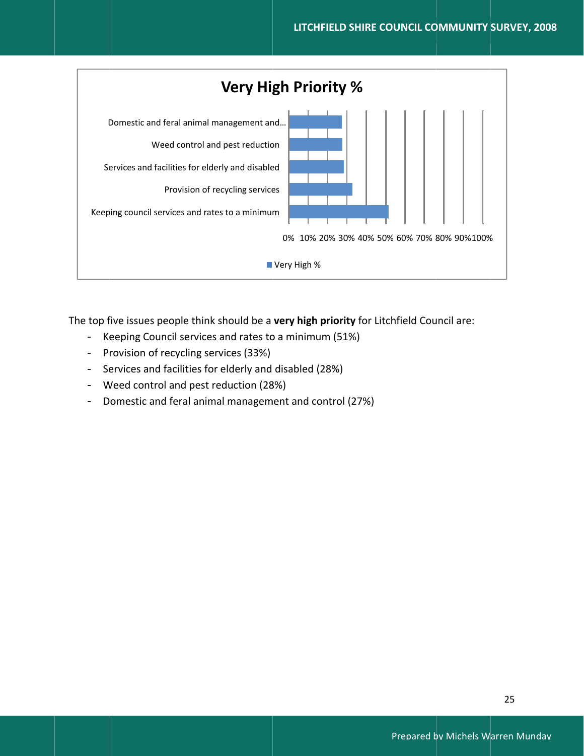## Very High Priority %

| | Very High % |
|---|---|
| Domestic and feral animal management and… | |
| Weed control and pest reduction | |
| Services and facilities for elderly and disabled | |
| Provision of recycling services | |
| Keeping council services and rates to a minimum | |

0% 10% 20% 30% 40% 50% 60% 70% 80% 90% 100%

Very High %

The top five issues people think should be a **very high priority** for Litchfield Council are:

- Keeping Council services and rates to a minimum (51%)
- Provision of recycling services (33%)
- Services and facilities for elderly and disabled (28%)
- Weed control and pest reduction (28%)
- Domestic and feral animal management and control (27%)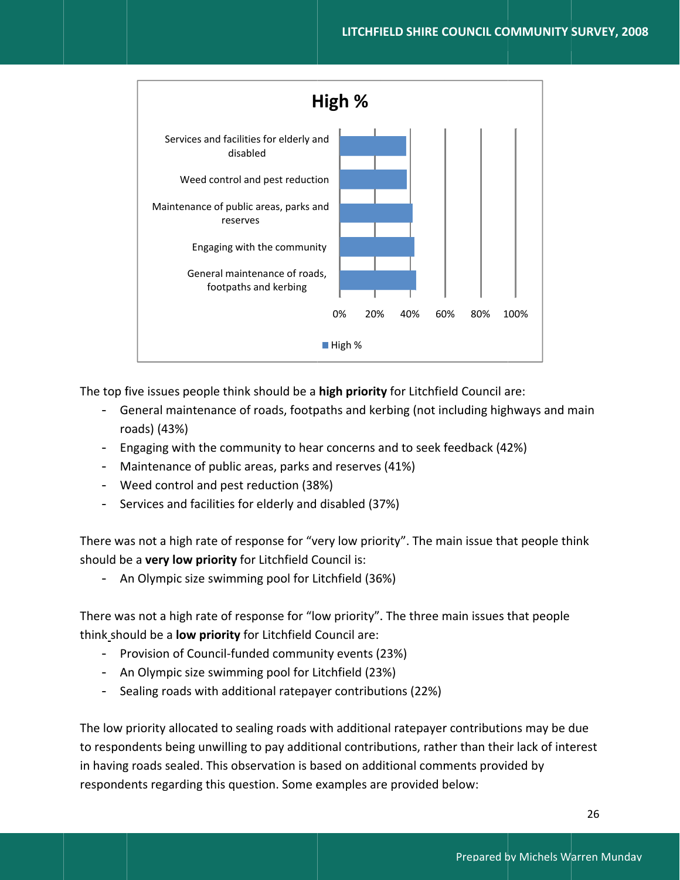## High %

| Issue | High % |
|---|---|
| Services and facilities for elderly and disabled | |
| Weed control and pest reduction | |
| Maintenance of public areas, parks and reserves | |
| Engaging with the community | |
| General maintenance of roads, footpaths and kerbing | |

0% 20% 40% 60% 80% 100%

■ High %

The top five issues people think should be a **high priority** for Litchfield Council are:

- General maintenance of roads, footpaths and kerbing (not including highways and main roads) (43%)
- Engaging with the community to hear concerns and to seek feedback (42%)
- Maintenance of public areas, parks and reserves (41%)
- Weed control and pest reduction (38%)
- Services and facilities for elderly and disabled (37%)

There was not a high rate of response for "very low priority". The main issue that people think should be a **very low priority** for Litchfield Council is:

- An Olympic size swimming pool for Litchfield (36%)

There was not a high rate of response for "low priority". The three main issues that people think should be a **low priority** for Litchfield Council are:

- Provision of Council-funded community events (23%)
- An Olympic size swimming pool for Litchfield (23%)
- Sealing roads with additional ratepayer contributions (22%)

The low priority allocated to sealing roads with additional ratepayer contributions may be due to respondents being unwilling to pay additional contributions, rather than their lack of interest in having roads sealed. This observation is based on additional comments provided by respondents regarding this question. Some examples are provided below: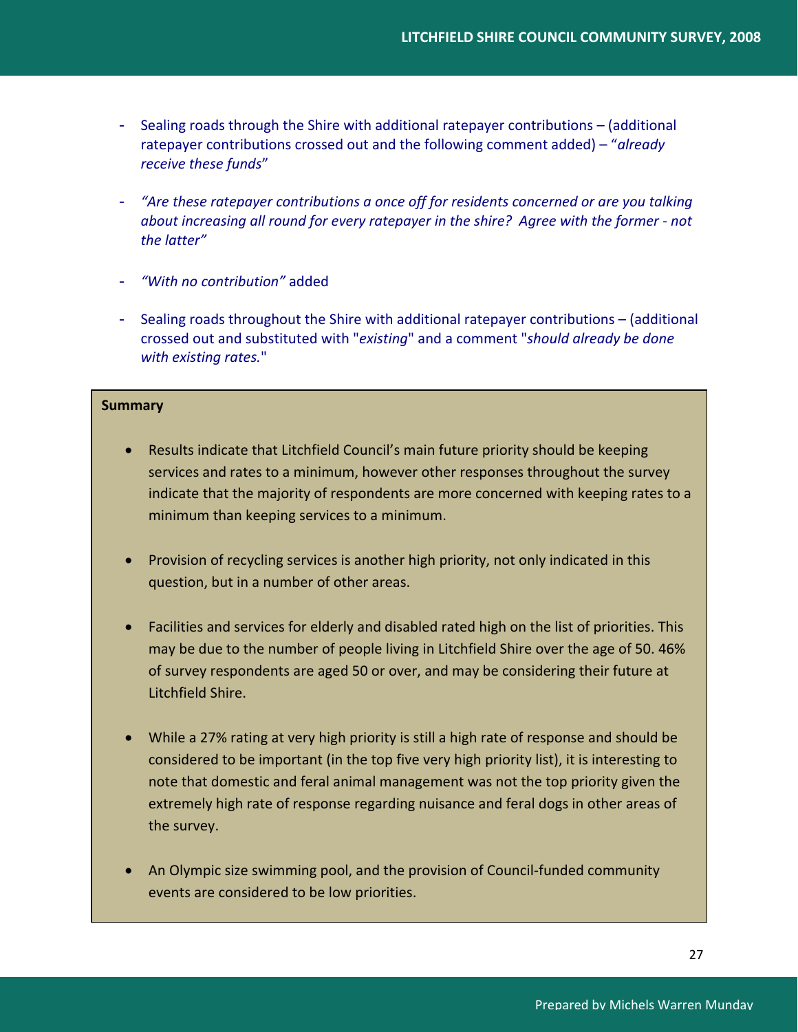- Sealing roads through the Shire with additional ratepayer contributions – (additional ratepayer contributions crossed out and the following comment added) – "*already receive these funds*"

- *"Are these ratepayer contributions a once off for residents concerned or are you talking about increasing all round for every ratepayer in the shire? Agree with the former - not the latter"*

- *"With no contribution"* added

- Sealing roads throughout the Shire with additional ratepayer contributions – (additional crossed out and substituted with "*existing*" and a comment "*should already be done with existing rates.*"

**Summary**

- Results indicate that Litchfield Council's main future priority should be keeping services and rates to a minimum, however other responses throughout the survey indicate that the majority of respondents are more concerned with keeping rates to a minimum than keeping services to a minimum.

- Provision of recycling services is another high priority, not only indicated in this question, but in a number of other areas.

- Facilities and services for elderly and disabled rated high on the list of priorities. This may be due to the number of people living in Litchfield Shire over the age of 50. 46% of survey respondents are aged 50 or over, and may be considering their future at Litchfield Shire.

- While a 27% rating at very high priority is still a high rate of response and should be considered to be important (in the top five very high priority list), it is interesting to note that domestic and feral animal management was not the top priority given the extremely high rate of response regarding nuisance and feral dogs in other areas of the survey.

- An Olympic size swimming pool, and the provision of Council-funded community events are considered to be low priorities.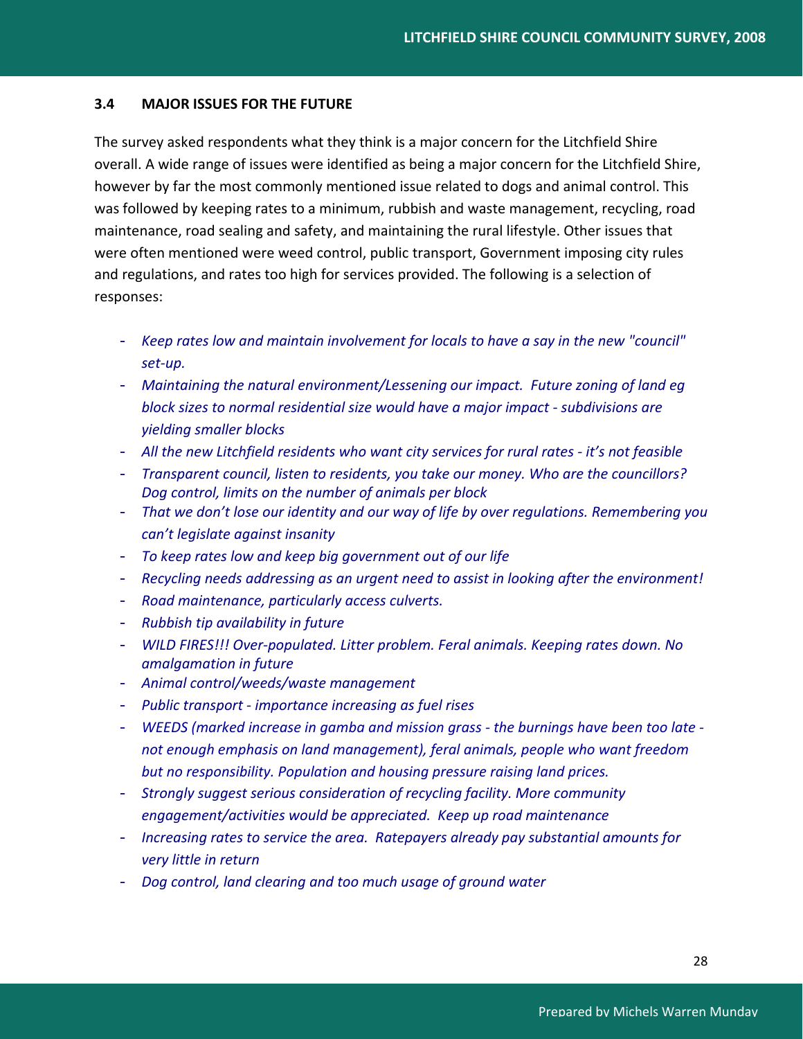### 3.4 MAJOR ISSUES FOR THE FUTURE

The survey asked respondents what they think is a major concern for the Litchfield Shire overall. A wide range of issues were identified as being a major concern for the Litchfield Shire, however by far the most commonly mentioned issue related to dogs and animal control. This was followed by keeping rates to a minimum, rubbish and waste management, recycling, road maintenance, road sealing and safety, and maintaining the rural lifestyle. Other issues that were often mentioned were weed control, public transport, Government imposing city rules and regulations, and rates too high for services provided. The following is a selection of responses:

- *Keep rates low and maintain involvement for locals to have a say in the new "council" set-up.*
- *Maintaining the natural environment/Lessening our impact. Future zoning of land eg block sizes to normal residential size would have a major impact - subdivisions are yielding smaller blocks*
- *All the new Litchfield residents who want city services for rural rates - it's not feasible*
- *Transparent council, listen to residents, you take our money. Who are the councillors? Dog control, limits on the number of animals per block*
- *That we don't lose our identity and our way of life by over regulations. Remembering you can't legislate against insanity*
- *To keep rates low and keep big government out of our life*
- *Recycling needs addressing as an urgent need to assist in looking after the environment!*
- *Road maintenance, particularly access culverts.*
- *Rubbish tip availability in future*
- *WILD FIRES!!! Over-populated. Litter problem. Feral animals. Keeping rates down. No amalgamation in future*
- *Animal control/weeds/waste management*
- *Public transport - importance increasing as fuel rises*
- *WEEDS (marked increase in gamba and mission grass - the burnings have been too late - not enough emphasis on land management), feral animals, people who want freedom but no responsibility. Population and housing pressure raising land prices.*
- *Strongly suggest serious consideration of recycling facility. More community engagement/activities would be appreciated. Keep up road maintenance*
- *Increasing rates to service the area. Ratepayers already pay substantial amounts for very little in return*
- *Dog control, land clearing and too much usage of ground water*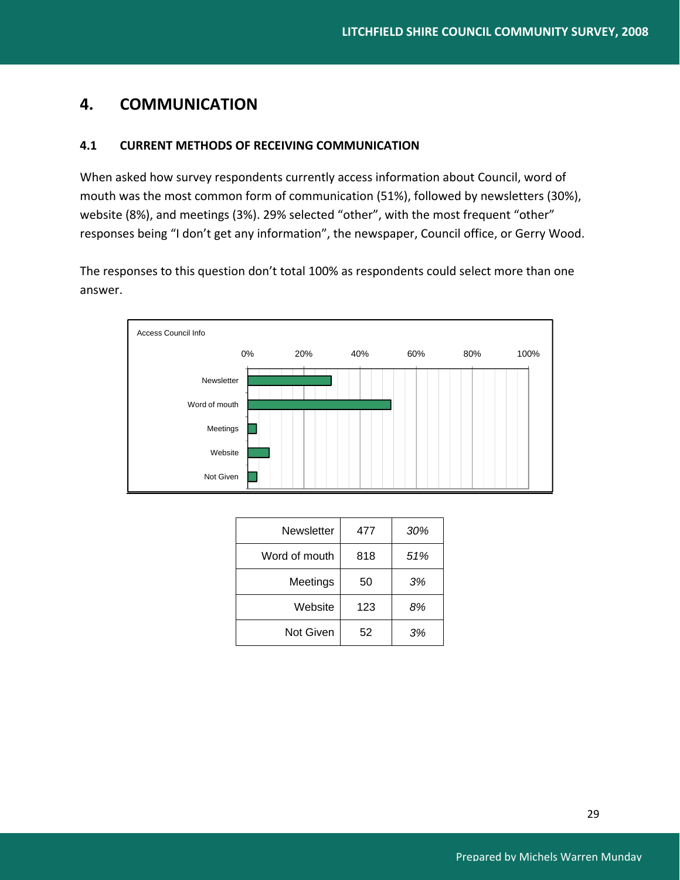# 4. COMMUNICATION

## 4.1 CURRENT METHODS OF RECEIVING COMMUNICATION

When asked how survey respondents currently access information about Council, word of mouth was the most common form of communication (51%), followed by newsletters (30%), website (8%), and meetings (3%). 29% selected “other”, with the most frequent “other” responses being “I don’t get any information”, the newspaper, Council office, or Gerry Wood.

The responses to this question don’t total 100% as respondents could select more than one answer.

Access Council Info

| Newsletter | 477 | *30%* |
|---|---|---|
| Word of mouth | 818 | *51%* |
| Meetings | 50 | *3%* |
| Website | 123 | *8%* |
| Not Given | 52 | *3%* |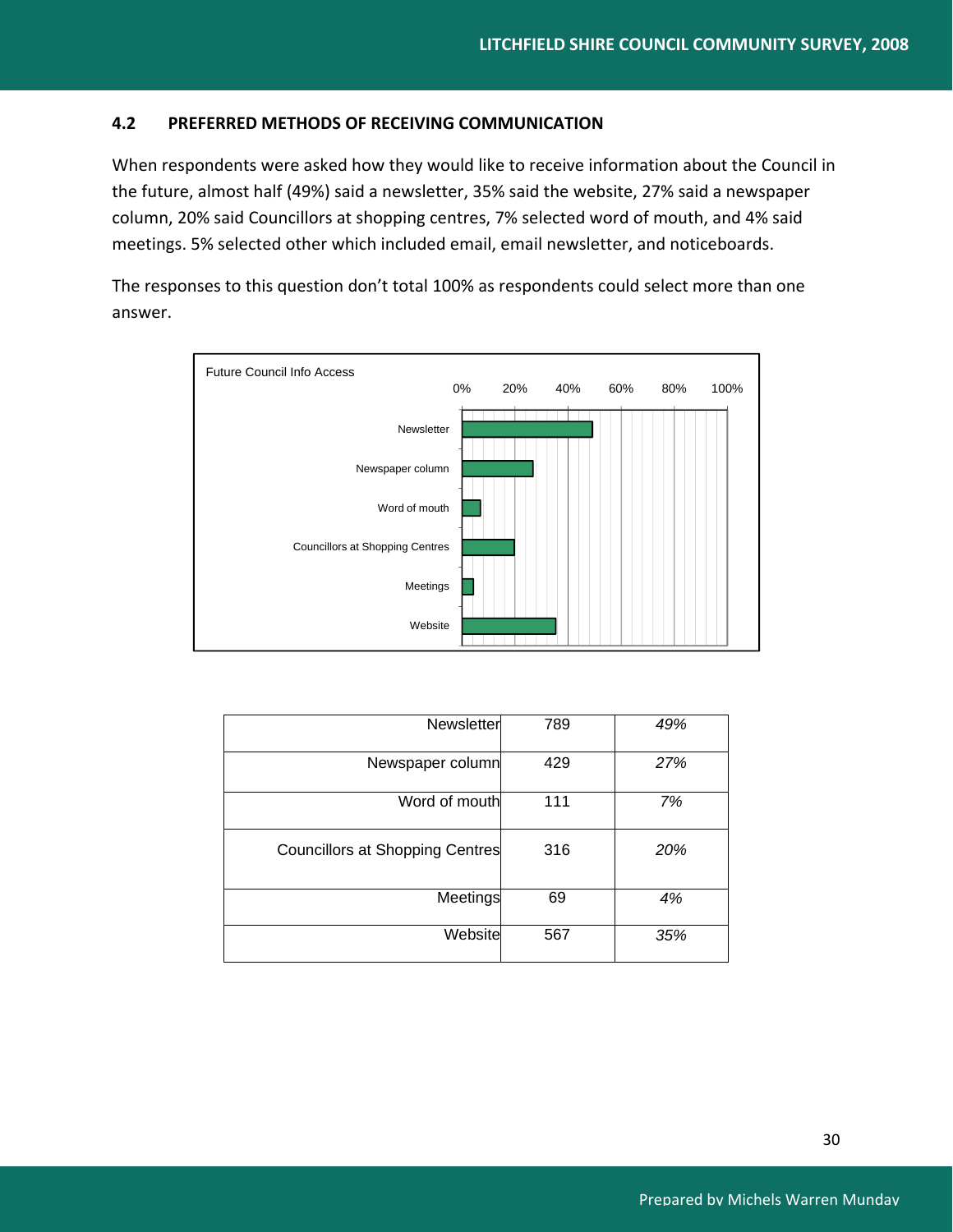### 4.2 PREFERRED METHODS OF RECEIVING COMMUNICATION

When respondents were asked how they would like to receive information about the Council in the future, almost half (49%) said a newsletter, 35% said the website, 27% said a newspaper column, 20% said Councillors at shopping centres, 7% selected word of mouth, and 4% said meetings. 5% selected other which included email, email newsletter, and noticeboards.

The responses to this question don't total 100% as respondents could select more than one answer.

Future Council Info Access

| | | |
|---|---|---|
| Newsletter | 789 | *49%* |
| Newspaper column | 429 | *27%* |
| Word of mouth | 111 | *7%* |
| Councillors at Shopping Centres | 316 | *20%* |
| Meetings | 69 | *4%* |
| Website | 567 | *35%* |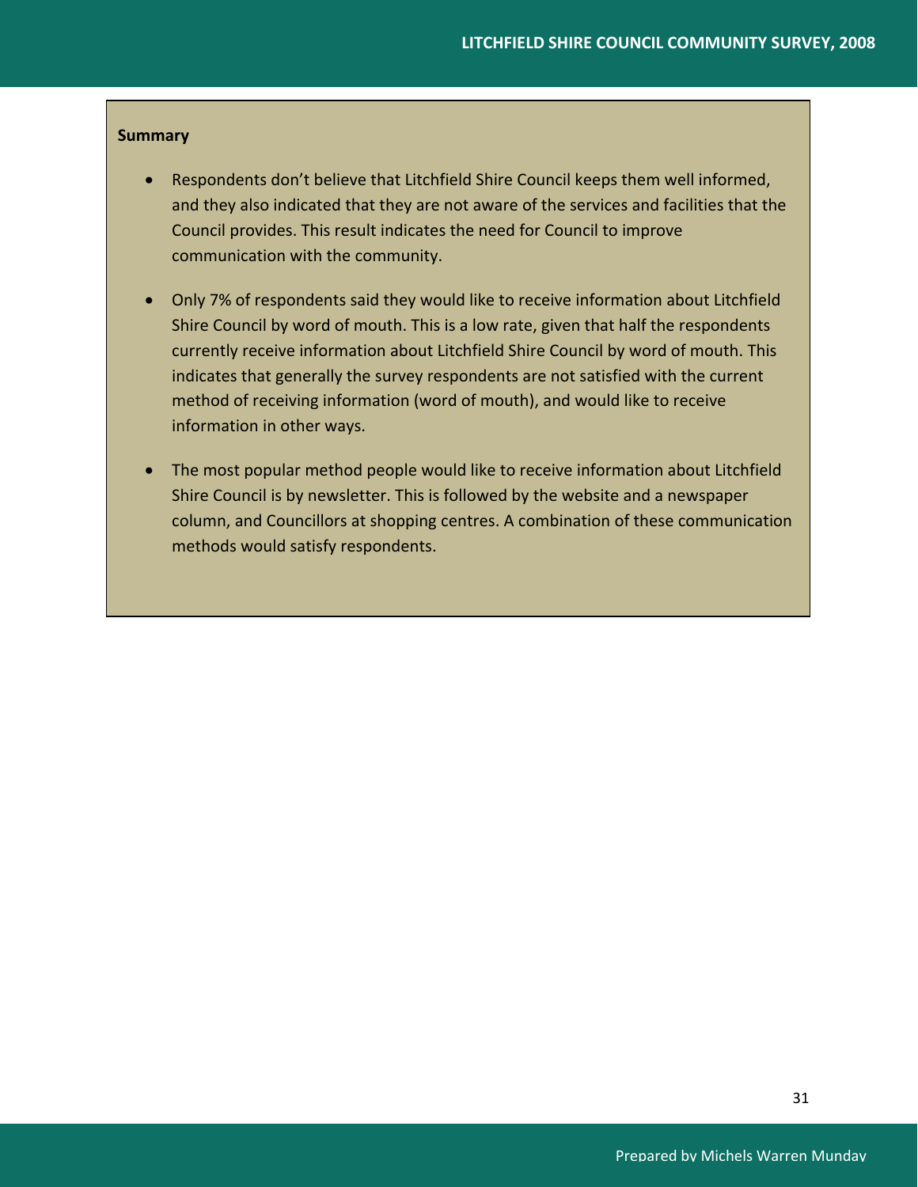**Summary**

- Respondents don't believe that Litchfield Shire Council keeps them well informed, and they also indicated that they are not aware of the services and facilities that the Council provides. This result indicates the need for Council to improve communication with the community.

- Only 7% of respondents said they would like to receive information about Litchfield Shire Council by word of mouth. This is a low rate, given that half the respondents currently receive information about Litchfield Shire Council by word of mouth. This indicates that generally the survey respondents are not satisfied with the current method of receiving information (word of mouth), and would like to receive information in other ways.

- The most popular method people would like to receive information about Litchfield Shire Council is by newsletter. This is followed by the website and a newspaper column, and Councillors at shopping centres. A combination of these communication methods would satisfy respondents.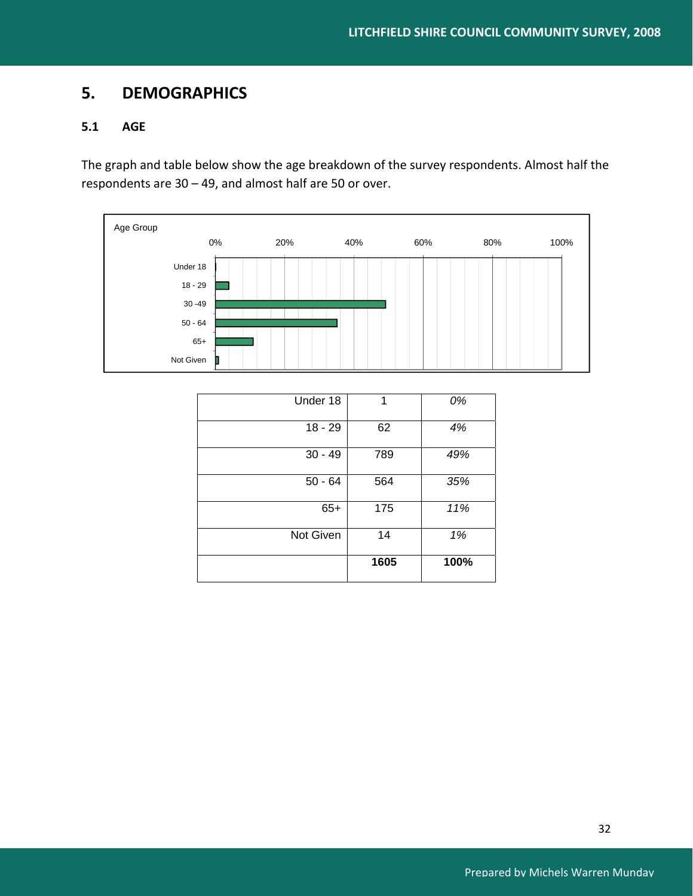## 5. DEMOGRAPHICS

### 5.1 AGE

The graph and table below show the age breakdown of the survey respondents. Almost half the respondents are 30 – 49, and almost half are 50 or over.

| Age Group | Number | Percentage |
|---|---|---|
| Under 18 | 1 | *0%* |
| 18 - 29 | 62 | *4%* |
| 30 - 49 | 789 | *49%* |
| 50 - 64 | 564 | *35%* |
| 65+ | 175 | *11%* |
| Not Given | 14 | *1%* |
| | **1605** | **100%** |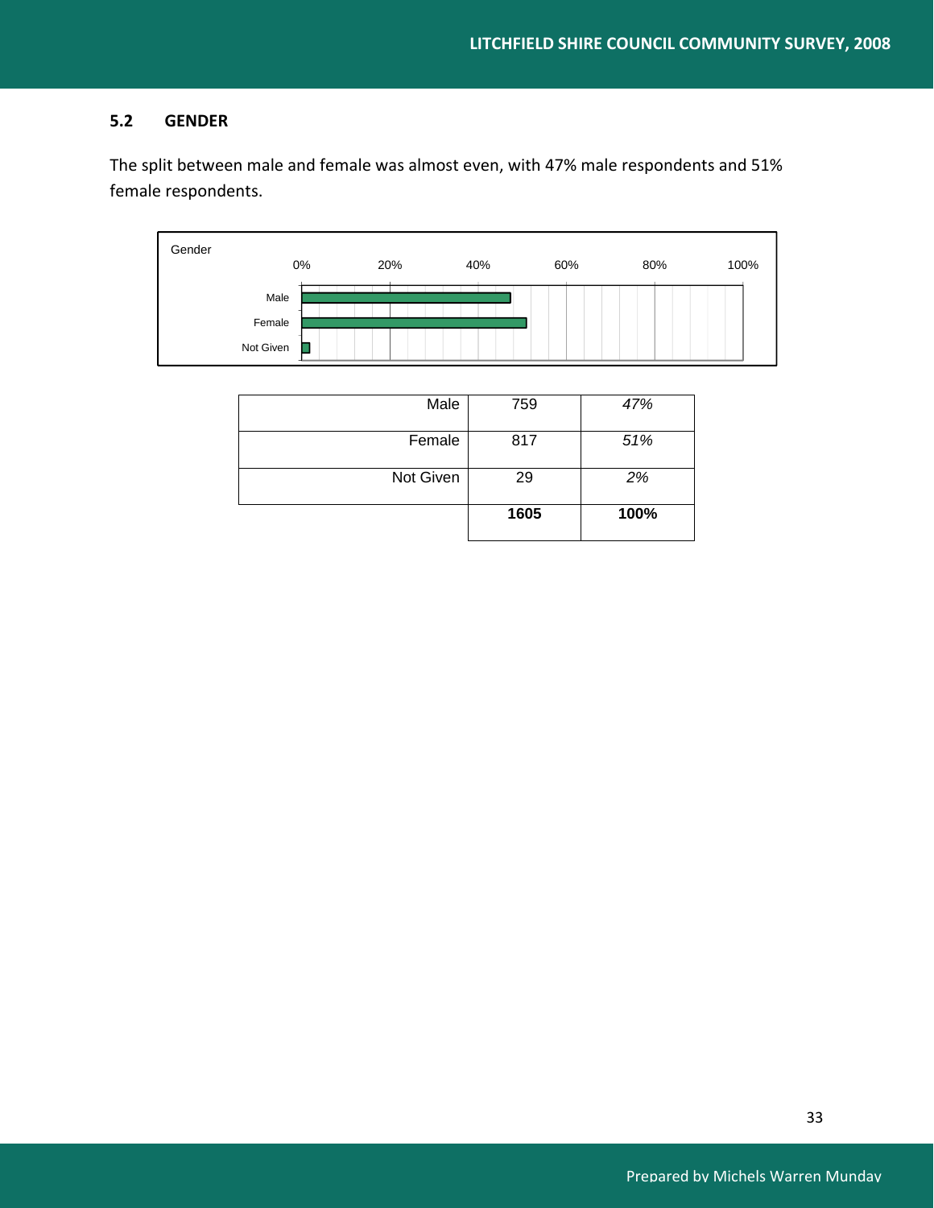## 5.2 GENDER

The split between male and female was almost even, with 47% male respondents and 51% female respondents.

| | | |
|---|---|---|
| Male | 759 | *47%* |
| Female | 817 | *51%* |
| Not Given | 29 | *2%* |
| | **1605** | **100%** |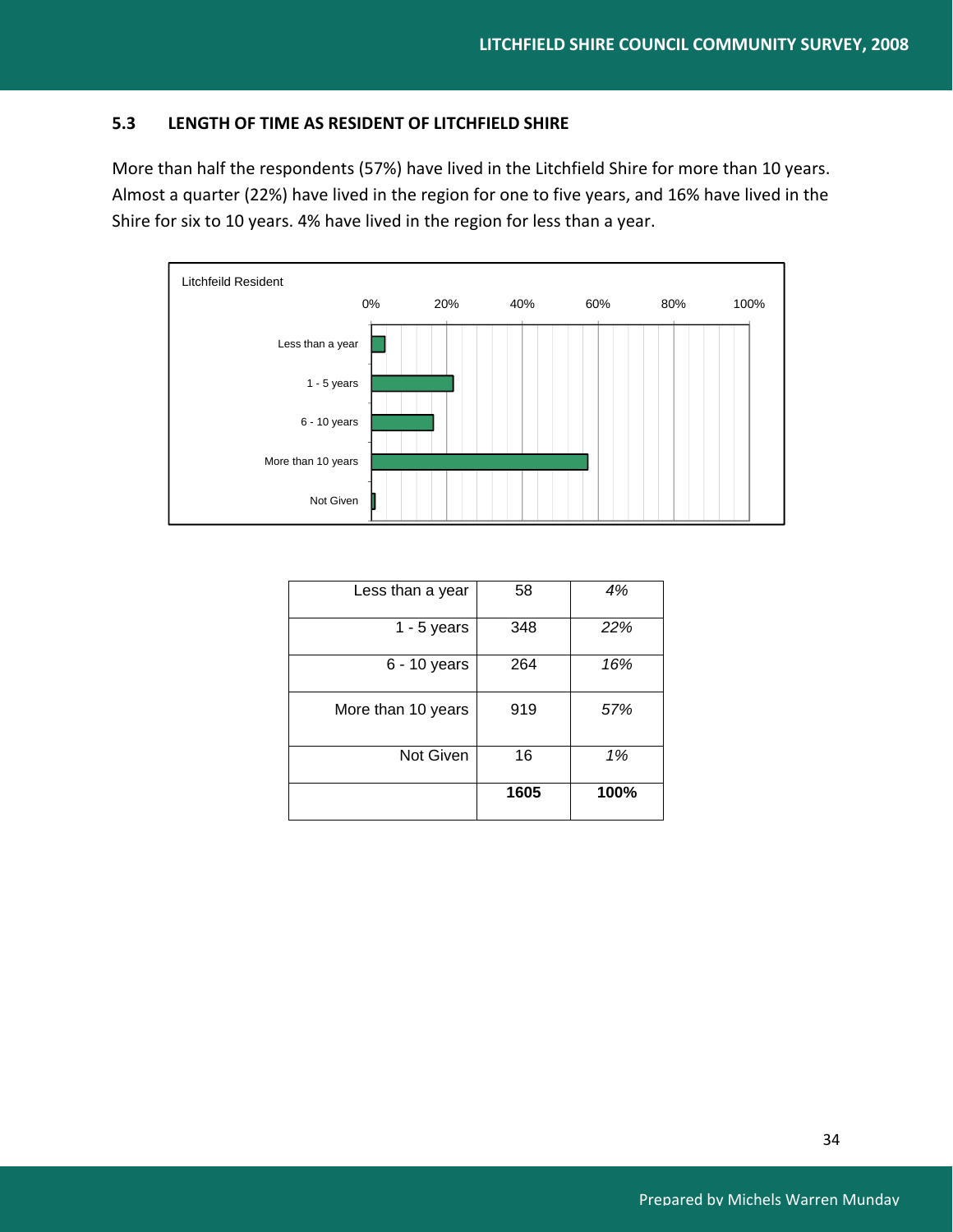### 5.3 LENGTH OF TIME AS RESIDENT OF LITCHFIELD SHIRE

More than half the respondents (57%) have lived in the Litchfield Shire for more than 10 years. Almost a quarter (22%) have lived in the region for one to five years, and 16% have lived in the Shire for six to 10 years. 4% have lived in the region for less than a year.

Litchfeild Resident

| | | |
|---|---|---|
| Less than a year | 58 | *4%* |
| 1 - 5 years | 348 | *22%* |
| 6 - 10 years | 264 | *16%* |
| More than 10 years | 919 | *57%* |
| Not Given | 16 | *1%* |
| | **1605** | **100%** |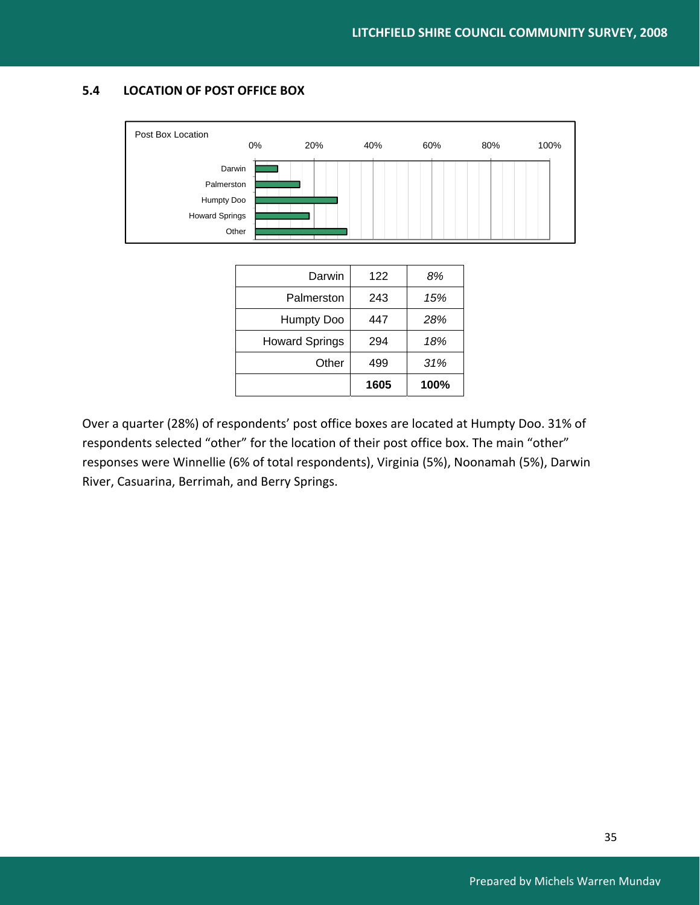## 5.4 LOCATION OF POST OFFICE BOX

Post Box Location

| Location | Count | Percentage |
|---|---|---|
| Darwin | 122 | *8%* |
| Palmerston | 243 | *15%* |
| Humpty Doo | 447 | *28%* |
| Howard Springs | 294 | *18%* |
| Other | 499 | *31%* |
| | **1605** | **100%** |

Over a quarter (28%) of respondents' post office boxes are located at Humpty Doo. 31% of respondents selected "other" for the location of their post office box. The main "other" responses were Winnellie (6% of total respondents), Virginia (5%), Noonamah (5%), Darwin River, Casuarina, Berrimah, and Berry Springs.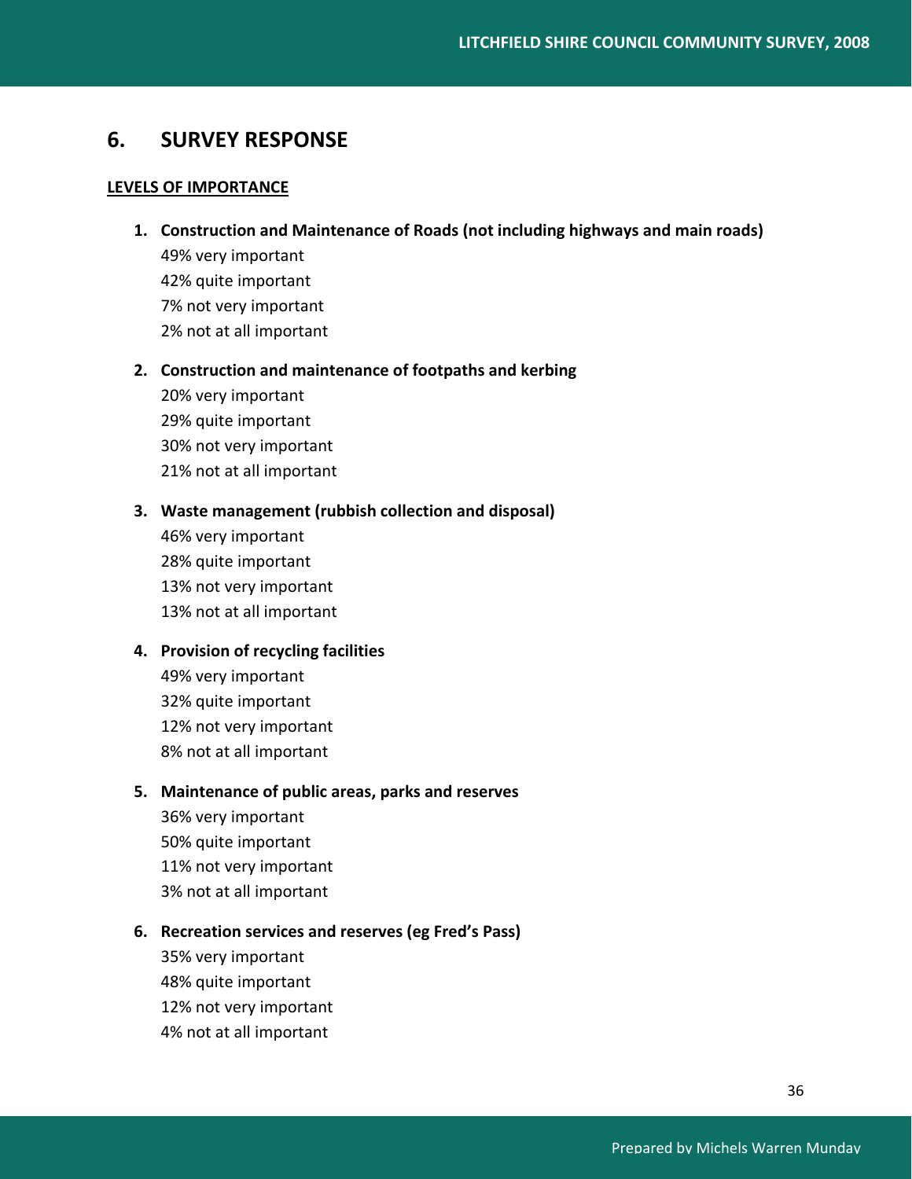## 6. SURVEY RESPONSE

**LEVELS OF IMPORTANCE**

1. **Construction and Maintenance of Roads (not including highways and main roads)**
   49% very important
   42% quite important
   7% not very important
   2% not at all important

2. **Construction and maintenance of footpaths and kerbing**
   20% very important
   29% quite important
   30% not very important
   21% not at all important

3. **Waste management (rubbish collection and disposal)**
   46% very important
   28% quite important
   13% not very important
   13% not at all important

4. **Provision of recycling facilities**
   49% very important
   32% quite important
   12% not very important
   8% not at all important

5. **Maintenance of public areas, parks and reserves**
   36% very important
   50% quite important
   11% not very important
   3% not at all important

6. **Recreation services and reserves (eg Fred's Pass)**
   35% very important
   48% quite important
   12% not very important
   4% not at all important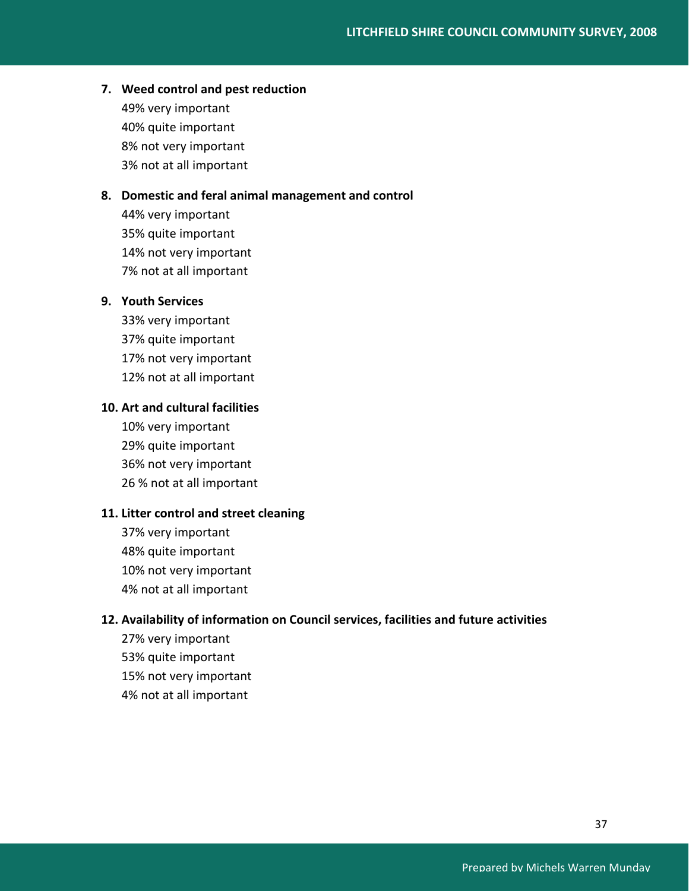**7. Weed control and pest reduction**

49% very important
40% quite important
8% not very important
3% not at all important

**8. Domestic and feral animal management and control**

44% very important
35% quite important
14% not very important
7% not at all important

**9. Youth Services**

33% very important
37% quite important
17% not very important
12% not at all important

**10. Art and cultural facilities**

10% very important
29% quite important
36% not very important
26 % not at all important

**11. Litter control and street cleaning**

37% very important
48% quite important
10% not very important
4% not at all important

**12. Availability of information on Council services, facilities and future activities**

27% very important
53% quite important
15% not very important
4% not at all important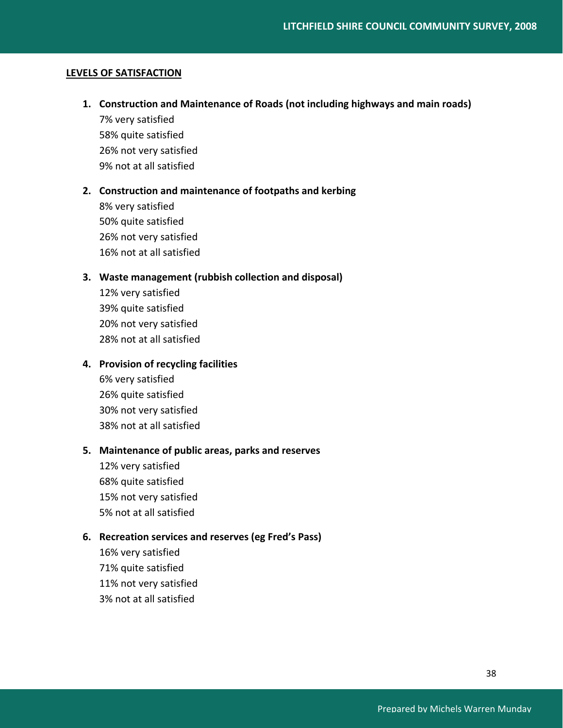## LEVELS OF SATISFACTION

1. **Construction and Maintenance of Roads (not including highways and main roads)**
   7% very satisfied
   58% quite satisfied
   26% not very satisfied
   9% not at all satisfied

2. **Construction and maintenance of footpaths and kerbing**
   8% very satisfied
   50% quite satisfied
   26% not very satisfied
   16% not at all satisfied

3. **Waste management (rubbish collection and disposal)**
   12% very satisfied
   39% quite satisfied
   20% not very satisfied
   28% not at all satisfied

4. **Provision of recycling facilities**
   6% very satisfied
   26% quite satisfied
   30% not very satisfied
   38% not at all satisfied

5. **Maintenance of public areas, parks and reserves**
   12% very satisfied
   68% quite satisfied
   15% not very satisfied
   5% not at all satisfied

6. **Recreation services and reserves (eg Fred's Pass)**
   16% very satisfied
   71% quite satisfied
   11% not very satisfied
   3% not at all satisfied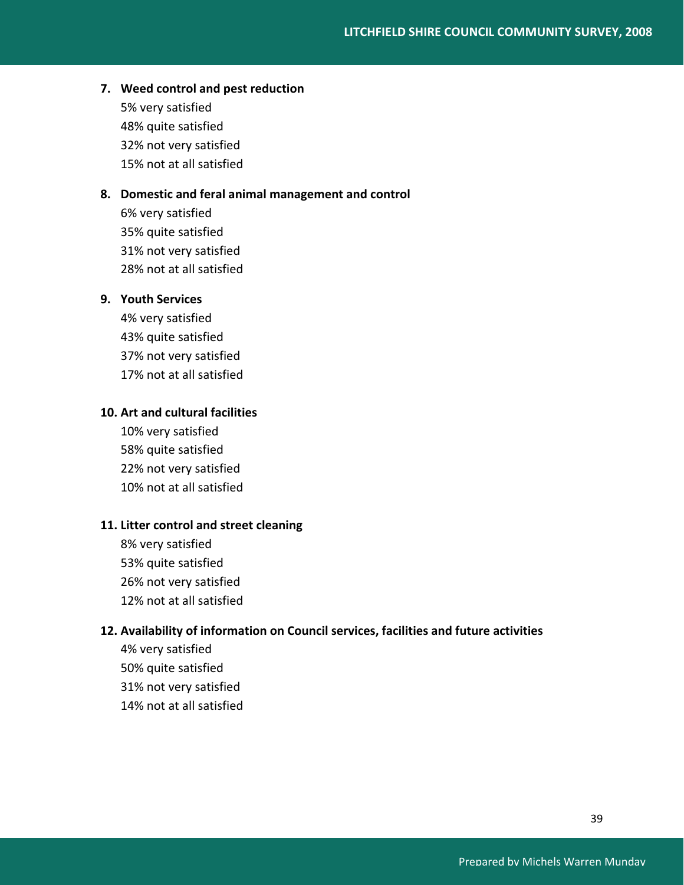**7. Weed control and pest reduction**

5% very satisfied
48% quite satisfied
32% not very satisfied
15% not at all satisfied

**8. Domestic and feral animal management and control**

6% very satisfied
35% quite satisfied
31% not very satisfied
28% not at all satisfied

**9. Youth Services**

4% very satisfied
43% quite satisfied
37% not very satisfied
17% not at all satisfied

**10. Art and cultural facilities**

10% very satisfied
58% quite satisfied
22% not very satisfied
10% not at all satisfied

**11. Litter control and street cleaning**

8% very satisfied
53% quite satisfied
26% not very satisfied
12% not at all satisfied

**12. Availability of information on Council services, facilities and future activities**

4% very satisfied
50% quite satisfied
31% not very satisfied
14% not at all satisfied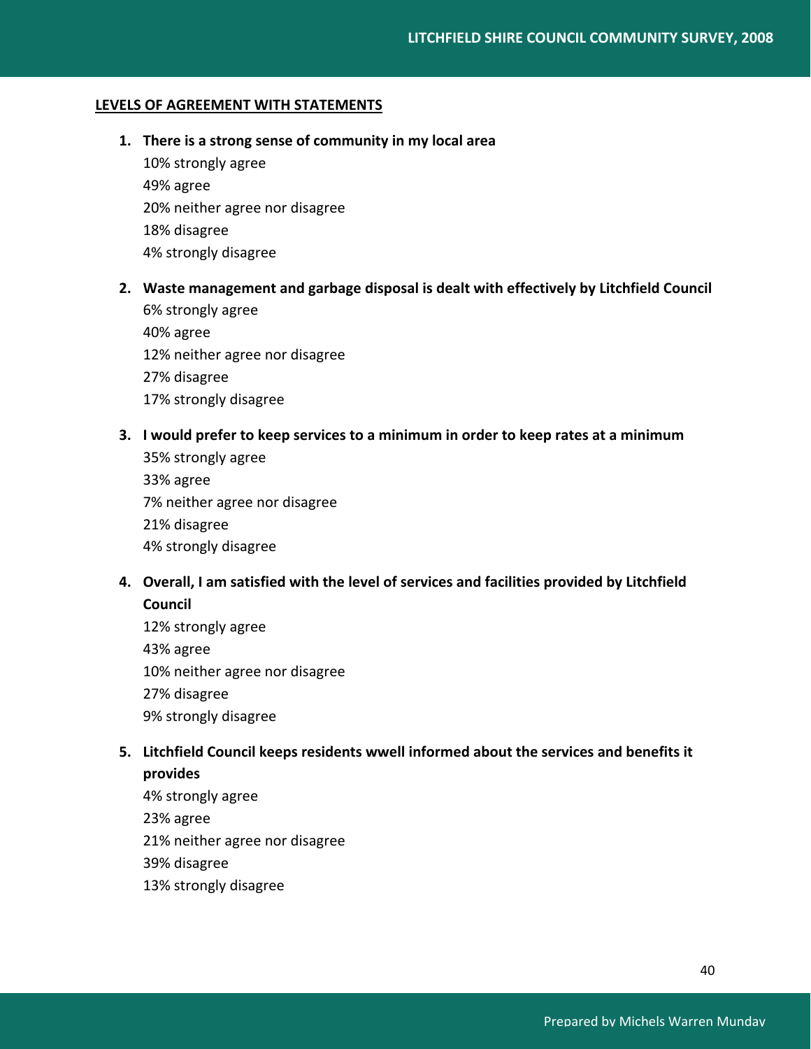**LEVELS OF AGREEMENT WITH STATEMENTS**

1. **There is a strong sense of community in my local area**
   10% strongly agree
   49% agree
   20% neither agree nor disagree
   18% disagree
   4% strongly disagree

2. **Waste management and garbage disposal is dealt with effectively by Litchfield Council**
   6% strongly agree
   40% agree
   12% neither agree nor disagree
   27% disagree
   17% strongly disagree

3. **I would prefer to keep services to a minimum in order to keep rates at a minimum**
   35% strongly agree
   33% agree
   7% neither agree nor disagree
   21% disagree
   4% strongly disagree

4. **Overall, I am satisfied with the level of services and facilities provided by Litchfield Council**
   12% strongly agree
   43% agree
   10% neither agree nor disagree
   27% disagree
   9% strongly disagree

5. **Litchfield Council keeps residents wwell informed about the services and benefits it provides**
   4% strongly agree
   23% agree
   21% neither agree nor disagree
   39% disagree
   13% strongly disagree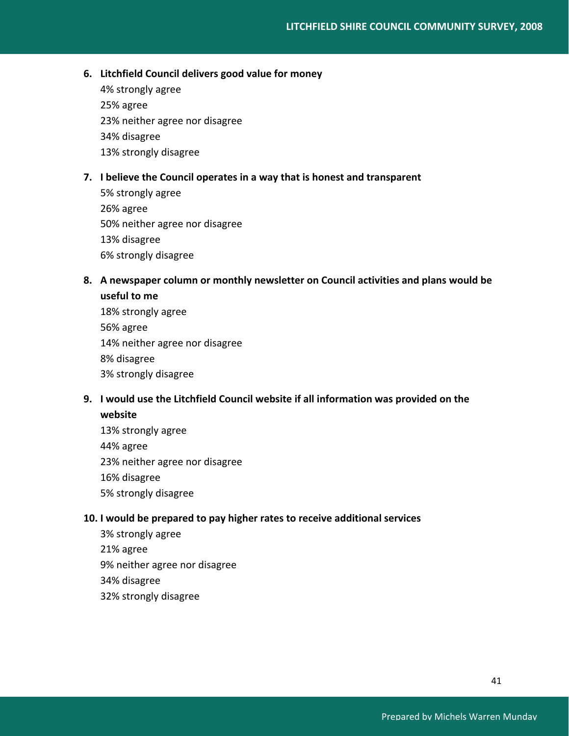6. **Litchfield Council delivers good value for money**

   4% strongly agree

   25% agree

   23% neither agree nor disagree

   34% disagree

   13% strongly disagree

7. **I believe the Council operates in a way that is honest and transparent**

   5% strongly agree

   26% agree

   50% neither agree nor disagree

   13% disagree

   6% strongly disagree

8. **A newspaper column or monthly newsletter on Council activities and plans would be useful to me**

   18% strongly agree

   56% agree

   14% neither agree nor disagree

   8% disagree

   3% strongly disagree

9. **I would use the Litchfield Council website if all information was provided on the website**

   13% strongly agree

   44% agree

   23% neither agree nor disagree

   16% disagree

   5% strongly disagree

10. **I would be prepared to pay higher rates to receive additional services**

    3% strongly agree

    21% agree

    9% neither agree nor disagree

    34% disagree

    32% strongly disagree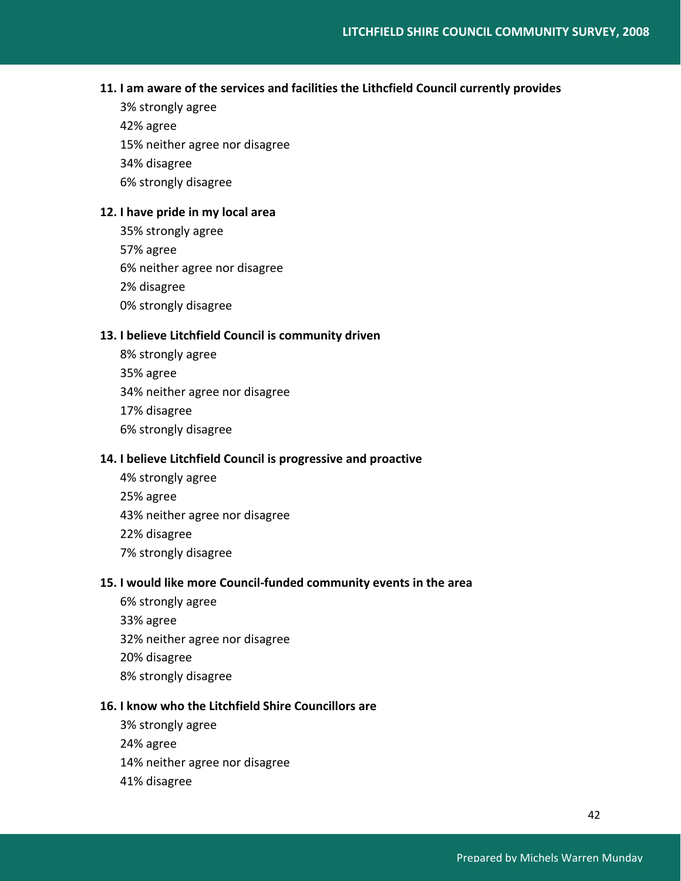**11. I am aware of the services and facilities the Lithcfield Council currently provides**

3% strongly agree

42% agree

15% neither agree nor disagree

34% disagree

6% strongly disagree

**12. I have pride in my local area**

35% strongly agree

57% agree

6% neither agree nor disagree

2% disagree

0% strongly disagree

**13. I believe Litchfield Council is community driven**

8% strongly agree

35% agree

34% neither agree nor disagree

17% disagree

6% strongly disagree

**14. I believe Litchfield Council is progressive and proactive**

4% strongly agree

25% agree

43% neither agree nor disagree

22% disagree

7% strongly disagree

**15. I would like more Council-funded community events in the area**

6% strongly agree

33% agree

32% neither agree nor disagree

20% disagree

8% strongly disagree

**16. I know who the Litchfield Shire Councillors are**

3% strongly agree

24% agree

14% neither agree nor disagree

41% disagree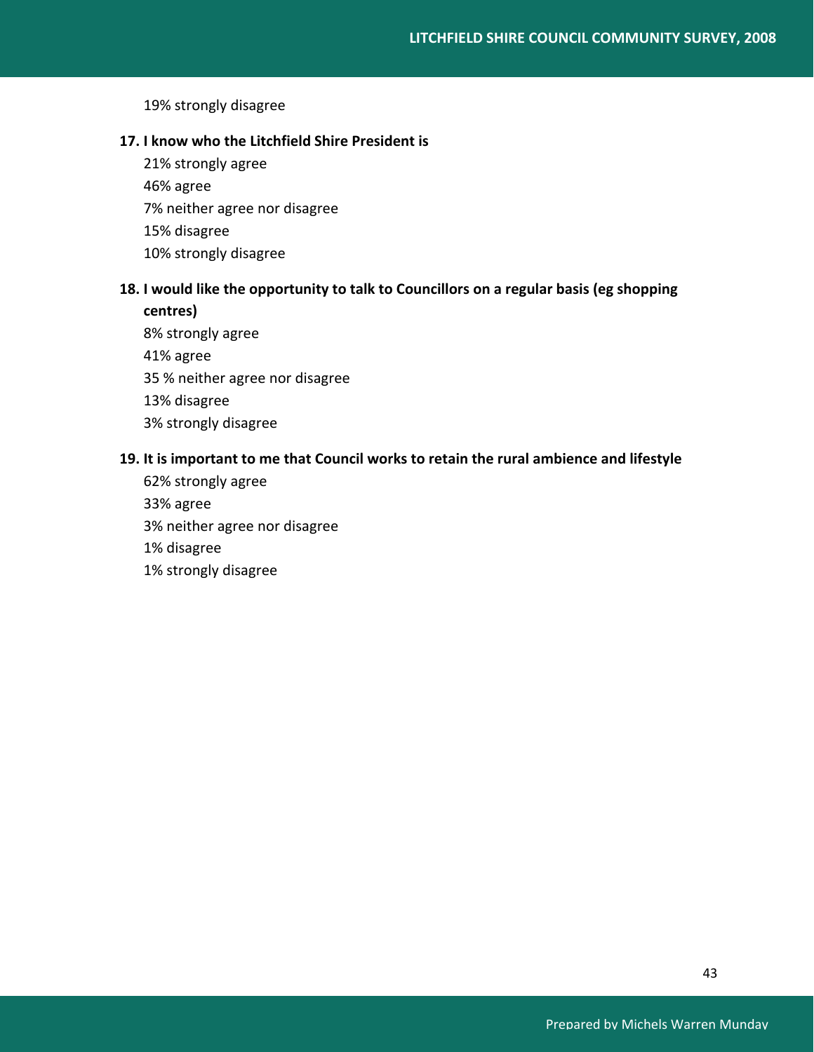19% strongly disagree

**17. I know who the Litchfield Shire President is**

21% strongly agree

46% agree

7% neither agree nor disagree

15% disagree

10% strongly disagree

**18. I would like the opportunity to talk to Councillors on a regular basis (eg shopping centres)**

8% strongly agree

41% agree

35 % neither agree nor disagree

13% disagree

3% strongly disagree

**19. It is important to me that Council works to retain the rural ambience and lifestyle**

62% strongly agree

33% agree

3% neither agree nor disagree

1% disagree

1% strongly disagree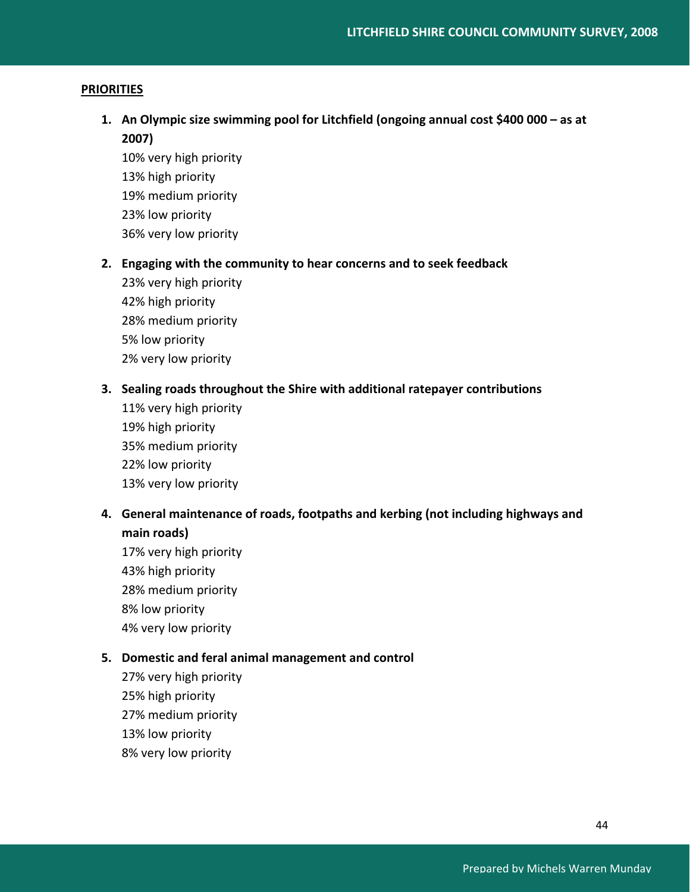**PRIORITIES**

1. **An Olympic size swimming pool for Litchfield (ongoing annual cost $400 000 – as at 2007)**
   10% very high priority
   13% high priority
   19% medium priority
   23% low priority
   36% very low priority

2. **Engaging with the community to hear concerns and to seek feedback**
   23% very high priority
   42% high priority
   28% medium priority
   5% low priority
   2% very low priority

3. **Sealing roads throughout the Shire with additional ratepayer contributions**
   11% very high priority
   19% high priority
   35% medium priority
   22% low priority
   13% very low priority

4. **General maintenance of roads, footpaths and kerbing (not including highways and main roads)**
   17% very high priority
   43% high priority
   28% medium priority
   8% low priority
   4% very low priority

5. **Domestic and feral animal management and control**
   27% very high priority
   25% high priority
   27% medium priority
   13% low priority
   8% very low priority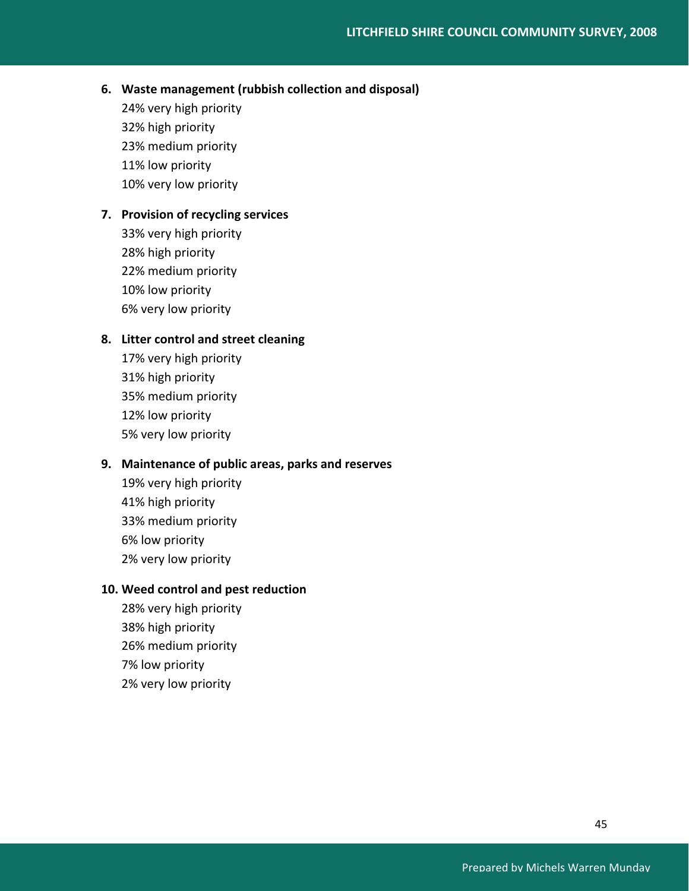6. **Waste management (rubbish collection and disposal)**

   24% very high priority

   32% high priority

   23% medium priority

   11% low priority

   10% very low priority

7. **Provision of recycling services**

   33% very high priority

   28% high priority

   22% medium priority

   10% low priority

   6% very low priority

8. **Litter control and street cleaning**

   17% very high priority

   31% high priority

   35% medium priority

   12% low priority

   5% very low priority

9. **Maintenance of public areas, parks and reserves**

   19% very high priority

   41% high priority

   33% medium priority

   6% low priority

   2% very low priority

10. **Weed control and pest reduction**

    28% very high priority

    38% high priority

    26% medium priority

    7% low priority

    2% very low priority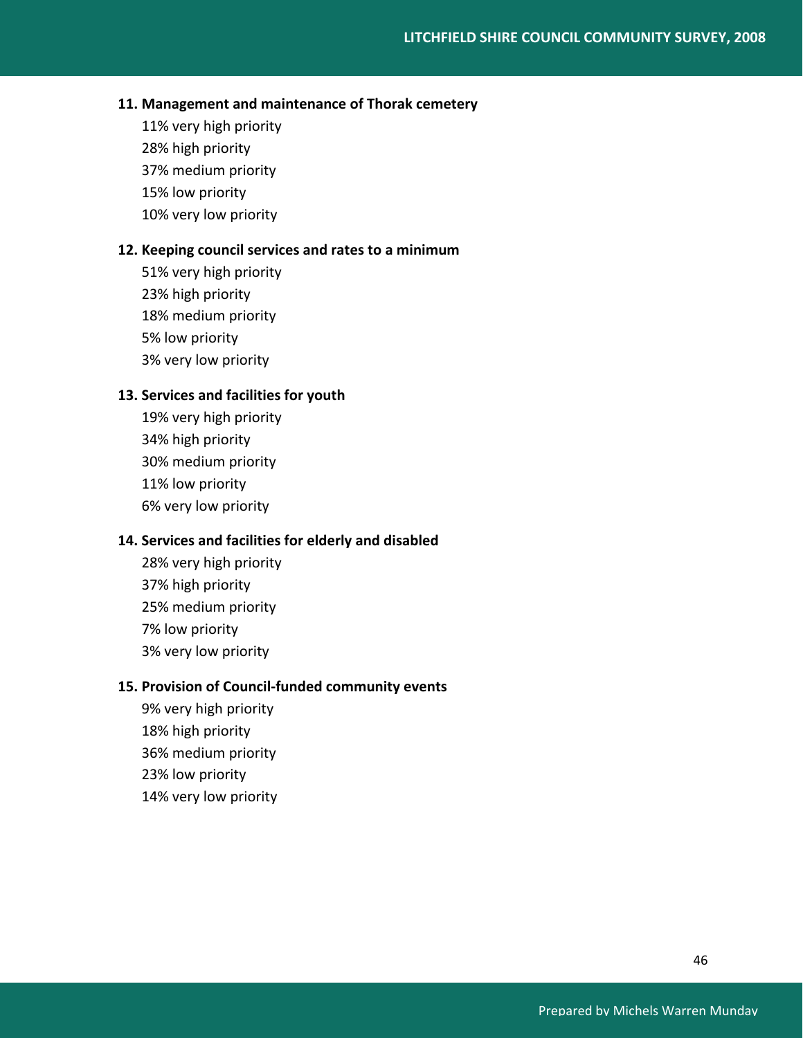**11. Management and maintenance of Thorak cemetery**

11% very high priority
28% high priority
37% medium priority
15% low priority
10% very low priority

**12. Keeping council services and rates to a minimum**

51% very high priority
23% high priority
18% medium priority
5% low priority
3% very low priority

**13. Services and facilities for youth**

19% very high priority
34% high priority
30% medium priority
11% low priority
6% very low priority

**14. Services and facilities for elderly and disabled**

28% very high priority
37% high priority
25% medium priority
7% low priority
3% very low priority

**15. Provision of Council-funded community events**

9% very high priority
18% high priority
36% medium priority
23% low priority
14% very low priority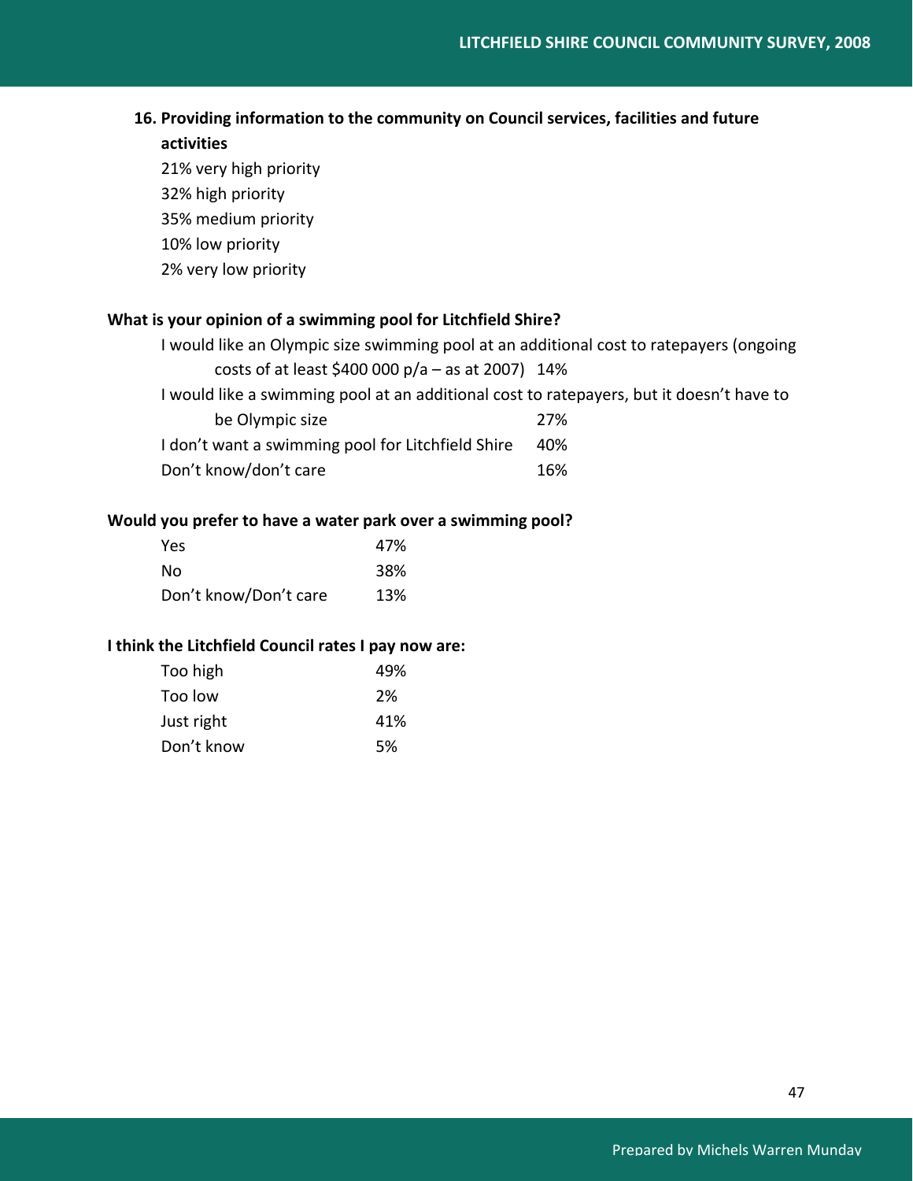**16. Providing information to the community on Council services, facilities and future activities**

21% very high priority

32% high priority

35% medium priority

10% low priority

2% very low priority

**What is your opinion of a swimming pool for Litchfield Shire?**

| | |
|---|---|
| I would like an Olympic size swimming pool at an additional cost to ratepayers (ongoing costs of at least $400 000 p/a – as at 2007) | 14% |
| I would like a swimming pool at an additional cost to ratepayers, but it doesn't have to be Olympic size | 27% |
| I don't want a swimming pool for Litchfield Shire | 40% |
| Don't know/don't care | 16% |

**Would you prefer to have a water park over a swimming pool?**

| | |
|---|---|
| Yes | 47% |
| No | 38% |
| Don't know/Don't care | 13% |

**I think the Litchfield Council rates I pay now are:**

| | |
|---|---|
| Too high | 49% |
| Too low | 2% |
| Just right | 41% |
| Don't know | 5% |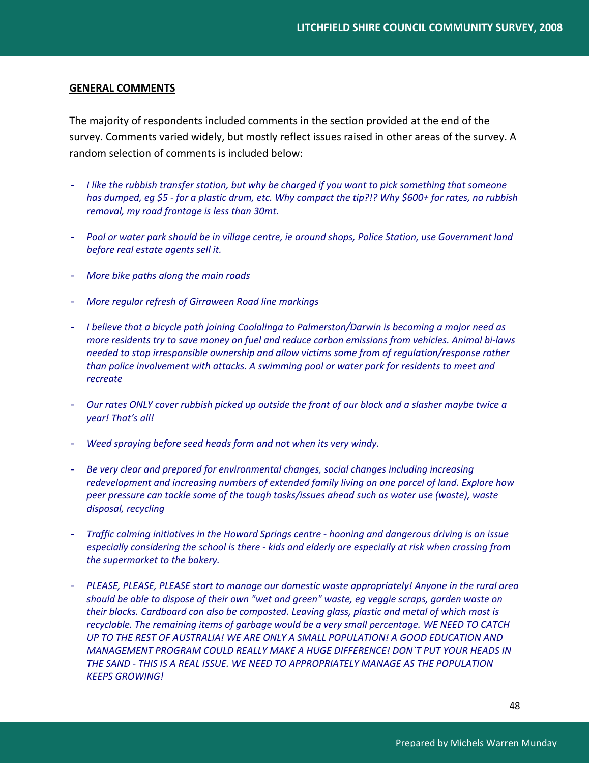## GENERAL COMMENTS

The majority of respondents included comments in the section provided at the end of the survey. Comments varied widely, but mostly reflect issues raised in other areas of the survey. A random selection of comments is included below:

- *I like the rubbish transfer station, but why be charged if you want to pick something that someone has dumped, eg $5 - for a plastic drum, etc. Why compact the tip?!? Why $600+ for rates, no rubbish removal, my road frontage is less than 30mt.*

- *Pool or water park should be in village centre, ie around shops, Police Station, use Government land before real estate agents sell it.*

- *More bike paths along the main roads*

- *More regular refresh of Girraween Road line markings*

- *I believe that a bicycle path joining Coolalinga to Palmerston/Darwin is becoming a major need as more residents try to save money on fuel and reduce carbon emissions from vehicles. Animal bi-laws needed to stop irresponsible ownership and allow victims some from of regulation/response rather than police involvement with attacks. A swimming pool or water park for residents to meet and recreate*

- *Our rates ONLY cover rubbish picked up outside the front of our block and a slasher maybe twice a year! That's all!*

- *Weed spraying before seed heads form and not when its very windy.*

- *Be very clear and prepared for environmental changes, social changes including increasing redevelopment and increasing numbers of extended family living on one parcel of land. Explore how peer pressure can tackle some of the tough tasks/issues ahead such as water use (waste), waste disposal, recycling*

- *Traffic calming initiatives in the Howard Springs centre - hooning and dangerous driving is an issue especially considering the school is there - kids and elderly are especially at risk when crossing from the supermarket to the bakery.*

- *PLEASE, PLEASE, PLEASE start to manage our domestic waste appropriately! Anyone in the rural area should be able to dispose of their own "wet and green" waste, eg veggie scraps, garden waste on their blocks. Cardboard can also be composted. Leaving glass, plastic and metal of which most is recyclable. The remaining items of garbage would be a very small percentage. WE NEED TO CATCH UP TO THE REST OF AUSTRALIA! WE ARE ONLY A SMALL POPULATION! A GOOD EDUCATION AND MANAGEMENT PROGRAM COULD REALLY MAKE A HUGE DIFFERENCE! DON`T PUT YOUR HEADS IN THE SAND - THIS IS A REAL ISSUE. WE NEED TO APPROPRIATELY MANAGE AS THE POPULATION KEEPS GROWING!*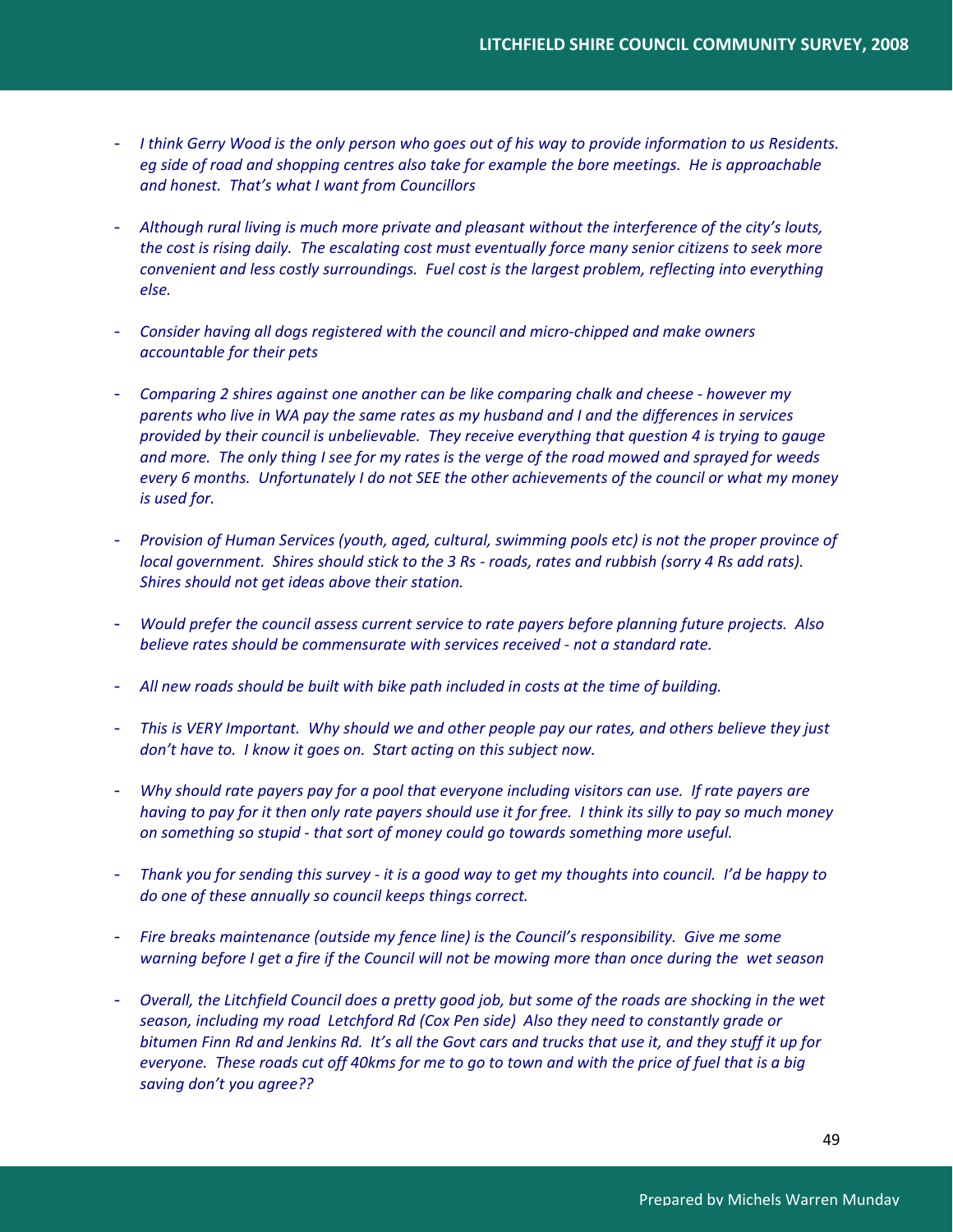- *I think Gerry Wood is the only person who goes out of his way to provide information to us Residents. eg side of road and shopping centres also take for example the bore meetings. He is approachable and honest. That's what I want from Councillors*

- *Although rural living is much more private and pleasant without the interference of the city's louts, the cost is rising daily. The escalating cost must eventually force many senior citizens to seek more convenient and less costly surroundings. Fuel cost is the largest problem, reflecting into everything else.*

- *Consider having all dogs registered with the council and micro-chipped and make owners accountable for their pets*

- *Comparing 2 shires against one another can be like comparing chalk and cheese - however my parents who live in WA pay the same rates as my husband and I and the differences in services provided by their council is unbelievable. They receive everything that question 4 is trying to gauge and more. The only thing I see for my rates is the verge of the road mowed and sprayed for weeds every 6 months. Unfortunately I do not SEE the other achievements of the council or what my money is used for.*

- *Provision of Human Services (youth, aged, cultural, swimming pools etc) is not the proper province of local government. Shires should stick to the 3 Rs - roads, rates and rubbish (sorry 4 Rs add rats). Shires should not get ideas above their station.*

- *Would prefer the council assess current service to rate payers before planning future projects. Also believe rates should be commensurate with services received - not a standard rate.*

- *All new roads should be built with bike path included in costs at the time of building.*

- *This is VERY Important. Why should we and other people pay our rates, and others believe they just don't have to. I know it goes on. Start acting on this subject now.*

- *Why should rate payers pay for a pool that everyone including visitors can use. If rate payers are having to pay for it then only rate payers should use it for free. I think its silly to pay so much money on something so stupid - that sort of money could go towards something more useful.*

- *Thank you for sending this survey - it is a good way to get my thoughts into council. I'd be happy to do one of these annually so council keeps things correct.*

- *Fire breaks maintenance (outside my fence line) is the Council's responsibility. Give me some warning before I get a fire if the Council will not be mowing more than once during the wet season*

- *Overall, the Litchfield Council does a pretty good job, but some of the roads are shocking in the wet season, including my road Letchford Rd (Cox Pen side) Also they need to constantly grade or bitumen Finn Rd and Jenkins Rd. It's all the Govt cars and trucks that use it, and they stuff it up for everyone. These roads cut off 40kms for me to go to town and with the price of fuel that is a big saving don't you agree??*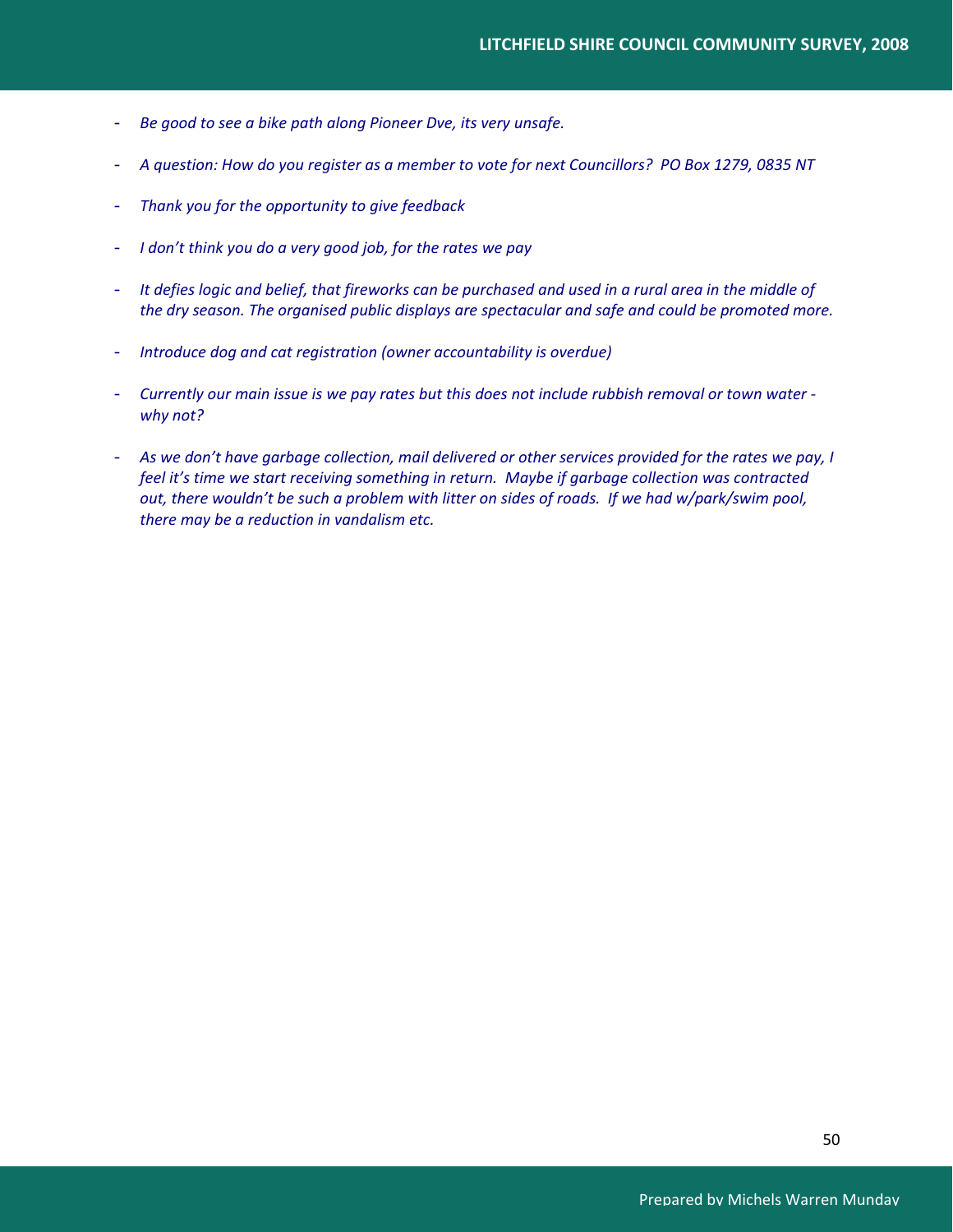- *Be good to see a bike path along Pioneer Dve, its very unsafe.*
- *A question: How do you register as a member to vote for next Councillors? PO Box 1279, 0835 NT*
- *Thank you for the opportunity to give feedback*
- *I don't think you do a very good job, for the rates we pay*
- *It defies logic and belief, that fireworks can be purchased and used in a rural area in the middle of the dry season. The organised public displays are spectacular and safe and could be promoted more.*
- *Introduce dog and cat registration (owner accountability is overdue)*
- *Currently our main issue is we pay rates but this does not include rubbish removal or town water - why not?*
- *As we don't have garbage collection, mail delivered or other services provided for the rates we pay, I feel it's time we start receiving something in return. Maybe if garbage collection was contracted out, there wouldn't be such a problem with litter on sides of roads. If we had w/park/swim pool, there may be a reduction in vandalism etc.*